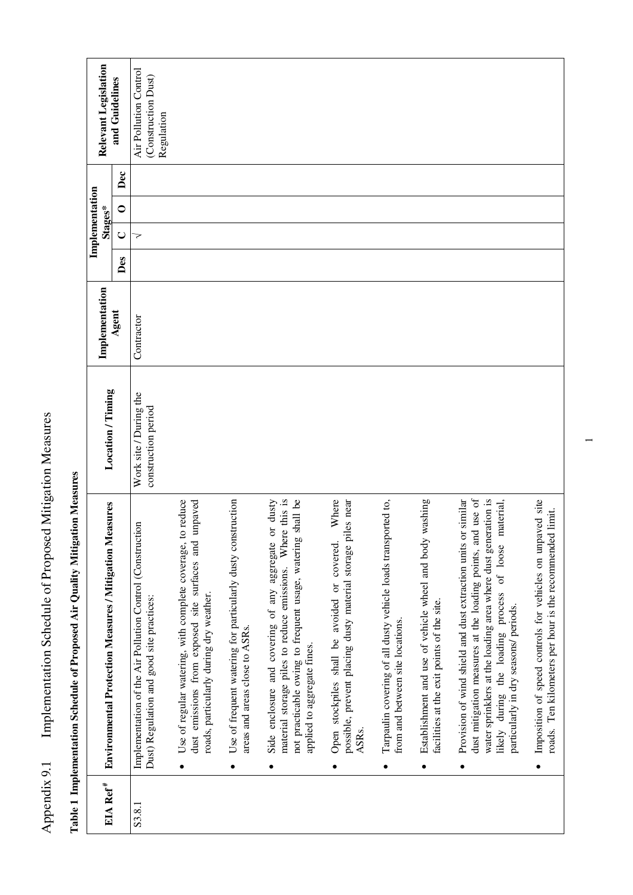# Appendix 9.1 Implementation Schedule of Proposed Mitigation Measures

**Table 1 Implementation Schedule of Proposed Air Quality Mitigation Measures**

| EIA Ref[#] | Environmental Protection Measures / Mitigation Measures | Location / Timing | Implementation Agent | Implementation Stages* | | | | Relevant Legislation and Guidelines |
|---|---|---|---|---|---|---|---|---|
| | | | | Des | C | O | Dec | |
| S3.8.1 | Implementation of the Air Pollution Control (Construction Dust) Regulation and good site practices:<br>• Use of regular watering, with complete coverage, to reduce dust emissions from exposed site surfaces and unpaved roads, particularly during dry weather.<br>• Use of frequent watering for particularly dusty construction areas and areas close to ASRs.<br>• Side enclosure and covering of any aggregate or dusty material storage piles to reduce emissions. Where this is not practicable owing to frequent usage, watering shall be applied to aggregate fines.<br>• Open stockpiles shall be avoided or covered. Where possible, prevent placing dusty material storage piles near ASRs.<br>• Tarpaulin covering of all dusty vehicle loads transported to, from and between site locations.<br>• Establishment and use of vehicle wheel and body washing facilities at the exit points of the site.<br>• Provision of wind shield and dust extraction units or similar dust mitigation measures at the loading points, and use of water sprinklers at the loading area where dust generation is likely during the loading process of loose material, particularly in dry seasons/ periods.<br>• Imposition of speed controls for vehicles on unpaved site roads. Ten kilometers per hour is the recommended limit. | Work site / During the construction period | Contractor | | √ | | | Air Pollution Control (Construction Dust) Regulation |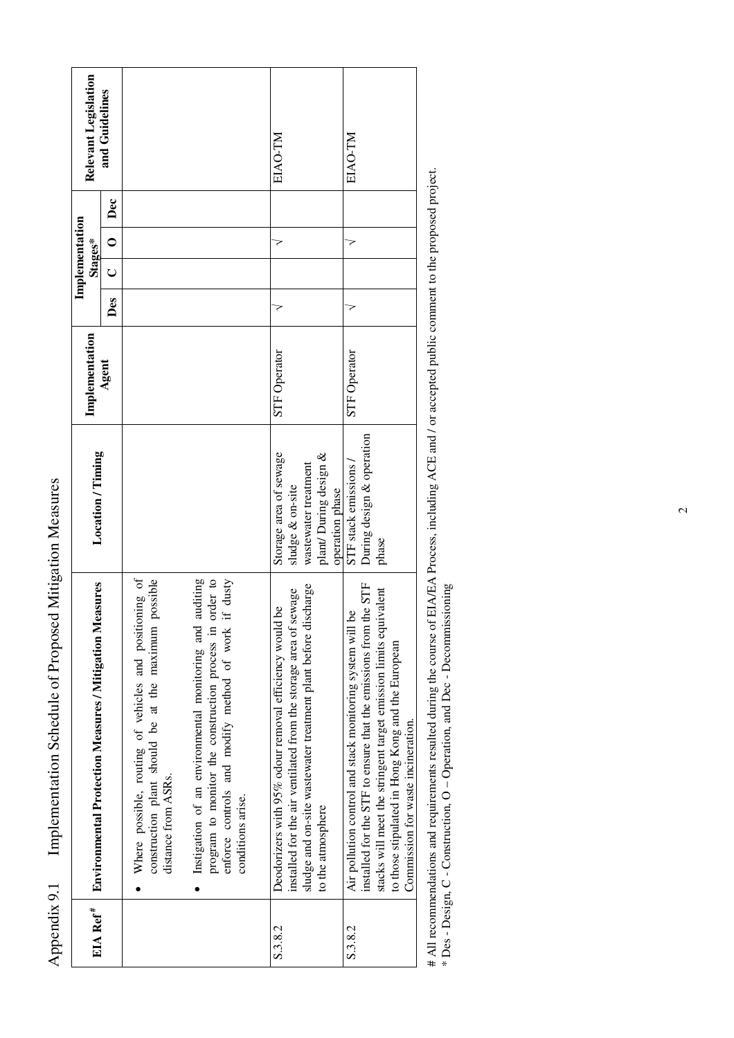# Appendix 9.1 Implementation Schedule of Proposed Mitigation Measures

| EIA Ref# | Environmental Protection Measures / Mitigation Measures | Location / Timing | Implementation Agent | Implementation Stages* | | | | Relevant Legislation and Guidelines |
|---|---|---|---|---|---|---|---|---|
| | | | | Des | C | O | Dec | |
| | • Where possible, routing of vehicles and positioning of construction plant should be at the maximum possible distance from ASRs.<br>• Instigation of an environmental monitoring and auditing program to monitor the construction process in order to enforce controls and modify method of work if dusty conditions arise. | | | | | | | |
| S.3.8.2 | Deodorizers with 95% odour removal efficiency would be installed for the air ventilated from the storage area of sewage sludge and on-site wastewater treatment plant before discharge to the atmosphere | Storage area of sewage sludge & on-site wastewater treatment plant/ During design & operation phase | STF Operator | √ | | √ | | EIAO-TM |
| S.3.8.2 | Air pollution control and stack monitoring system will be installed for the STF to ensure that the emissions from the STF stacks will meet the stringent target emission limits equivalent to those stipulated in Hong Kong and the European Commission for waste incineration. | STF stack emissions / During design & operation phase | STF Operator | √ | | √ | | EIAO-TM |

# All recommendations and requirements resulted during the course of EIA/EA Process, including ACE and / or accepted public comment to the proposed project.
* Des - Design, C - Construction, O – Operation, and Dec - Decommissioning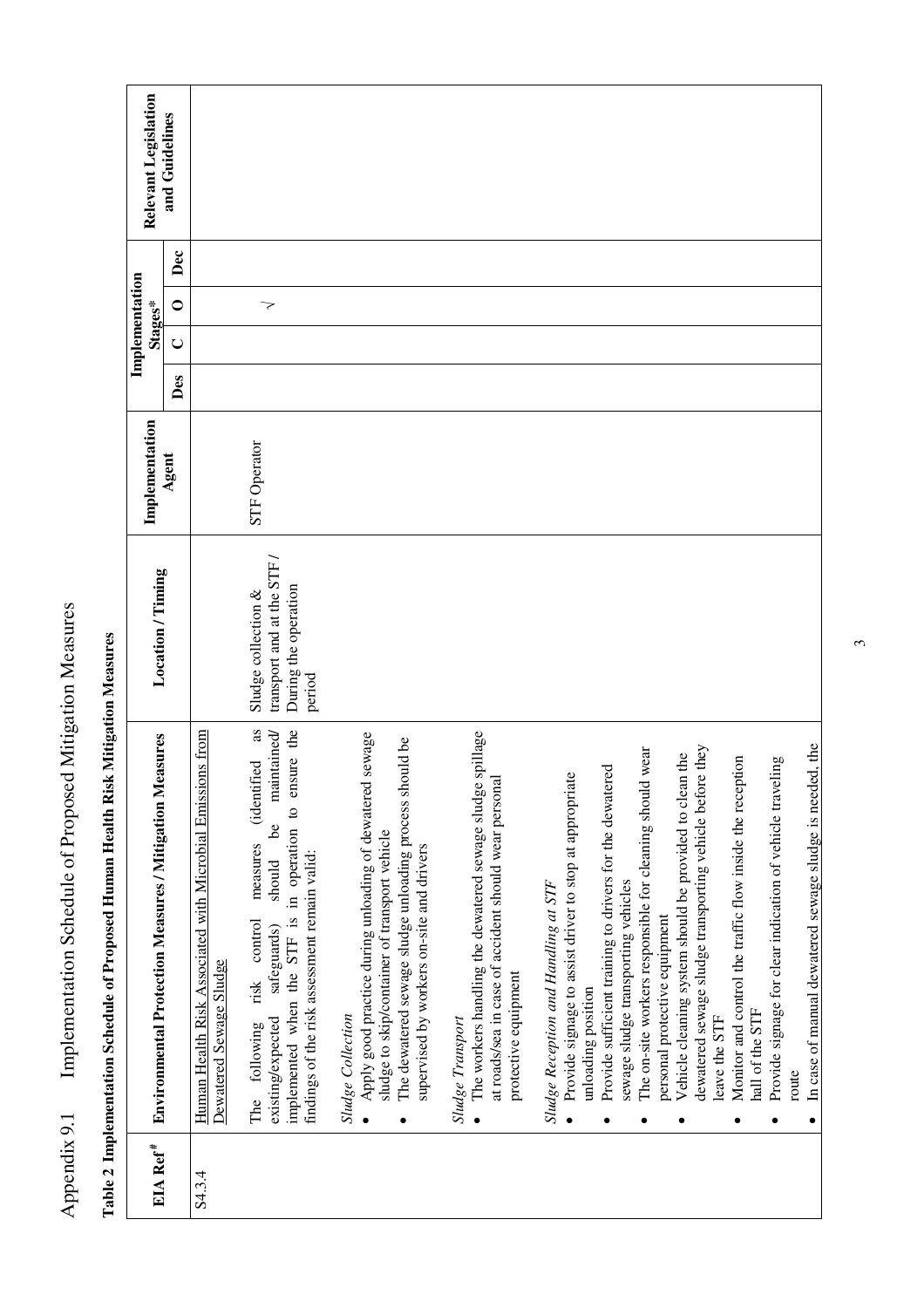Appendix 9.1 Implementation Schedule of Proposed Mitigation Measures

**Table 2 Implementation Schedule of Proposed Human Health Risk Mitigation Measures**

| EIA Ref[#] | Environmental Protection Measures / Mitigation Measures | Location / Timing | Implementation Agent | Implementation Stages* | | | | Relevant Legislation and Guidelines |
|---|---|---|---|---|---|---|---|---|
| | | | | Des | C | O | Dec | |
| S4.3.4 | Human Health Risk Associated with Microbial Emissions from Dewatered Sewage Sludge<br><br>The following risk control measures (identified as existing/expected safeguards) should be maintained/ implemented when the STF is in operation to ensure the findings of the risk assessment remain valid:<br><br>*Sludge Collection*<br>• Apply good practice during unloading of dewatered sewage sludge to skip/container of transport vehicle<br>• The dewatered sewage sludge unloading process should be supervised by workers on-site and drivers<br><br>*Sludge Transport*<br>• The workers handling the dewatered sewage sludge spillage at roads/sea in case of accident should wear personal protective equipment<br><br>*Sludge Reception and Handling at STF*<br>• Provide signage to assist driver to stop at appropriate unloading position<br>• Provide sufficient training to drivers for the dewatered sewage sludge transporting vehicles<br>• The on-site workers responsible for cleaning should wear personal protective equipment<br>• Vehicle cleaning system should be provided to clean the dewatered sewage sludge transporting vehicle before they leave the STF<br>• Monitor and control the traffic flow inside the reception hall of the STF<br>• Provide signage for clear indication of vehicle traveling route<br>• In case of manual dewatered sewage sludge is needed, the | Sludge collection & transport and at the STF / During the operation period | STF Operator | | | √ | | |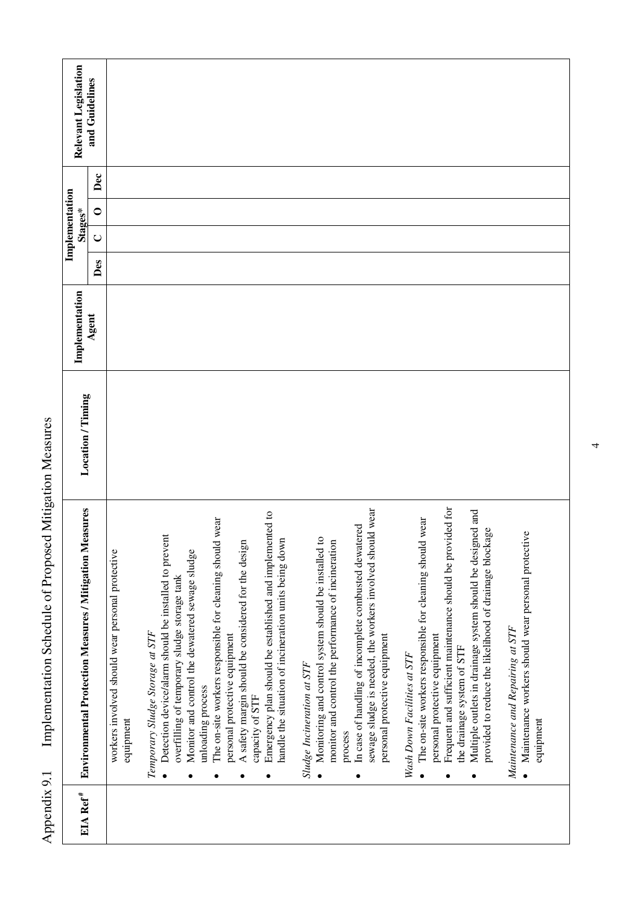# Appendix 9.1 Implementation Schedule of Proposed Mitigation Measures

| EIA Ref[#] | Environmental Protection Measures / Mitigation Measures | Location / Timing | Implementation Agent | Implementation Stages* | | | | Relevant Legislation and Guidelines |
|---|---|---|---|---|---|---|---|---|
| | | | | Des | C | O | Dec | |
| | workers involved should wear personal protective equipment<br><br>*Temporary Sludge Storage at STF*<br>• Detection device/alarm should be installed to prevent overfilling of temporary sludge storage tank<br>• Monitor and control the dewatered sewage sludge unloading process<br>• The on-site workers responsible for cleaning should wear personal protective equipment<br>• A safety margin should be considered for the design capacity of STF<br>• Emergency plan should be established and implemented to handle the situation of incineration units being down<br><br>*Sludge Incineration at STF*<br>• Monitoring and control system should be installed to monitor and control the performance of incineration process<br>• In case of handling of incomplete combusted dewatered sewage sludge is needed, the workers involved should wear personal protective equipment<br><br>*Wash Down Facilities at STF*<br>• The on-site workers responsible for cleaning should wear personal protective equipment<br>• Frequent and sufficient maintenance should be provided for the drainage system of STF<br>• Multiple outlets in drainage system should be designed and provided to reduce the likelihood of drainage blockage<br><br>*Maintenance and Repairing at STF*<br>• Maintenance workers should wear personal protective equipment | | | | | | | |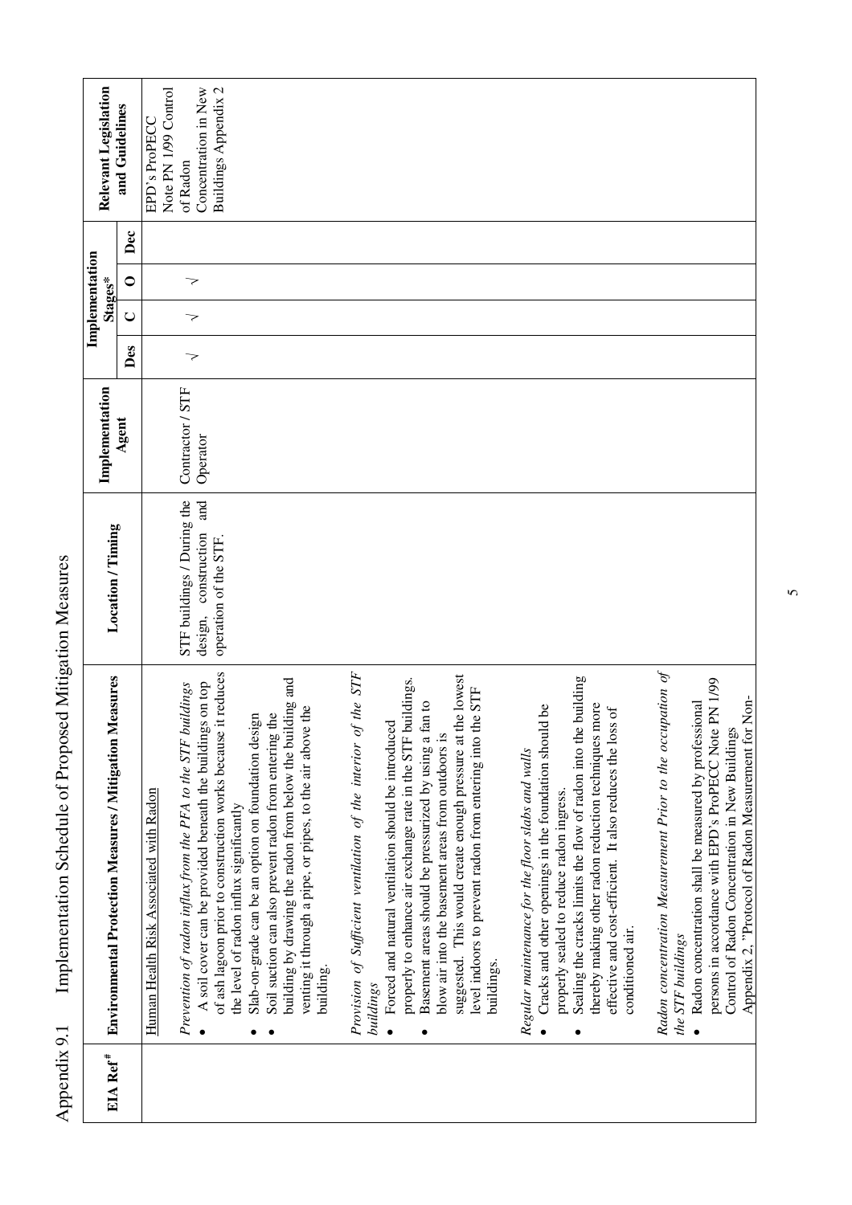# Appendix 9.1 Implementation Schedule of Proposed Mitigation Measures

| EIA Ref[#] | Environmental Protection Measures / Mitigation Measures | Location / Timing | Implementation Agent | Implementation Stages* | | | | Relevant Legislation and Guidelines |
|---|---|---|---|---|---|---|---|---|
| | | | | Des | C | O | Dec | |
| | Human Health Risk Associated with Radon<br><br>*Prevention of radon influx from the PFA to the STF buildings*<br>• A soil cover can be provided beneath the buildings on top of ash lagoon prior to construction works because it reduces the level of radon influx significantly<br>• Slab-on-grade can be an option on foundation design<br>• Soil suction can also prevent radon from entering the building by drawing the radon from below the building and venting it through a pipe, or pipes, to the air above the building.<br><br>*Provision of Sufficient ventilation of the interior of the STF buildings*<br>• Forced and natural ventilation should be introduced properly to enhance air exchange rate in the STF buildings.<br>• Basement areas should be pressurized by using a fan to blow air into the basement areas from outdoors is suggested. This would create enough pressure at the lowest level indoors to prevent radon from entering into the STF buildings.<br><br>*Regular maintenance for the floor slabs and walls*<br>• Cracks and other openings in the foundation should be properly sealed to reduce radon ingress.<br>• Sealing the cracks limits the flow of radon into the building thereby making other radon reduction techniques more effective and cost-efficient. It also reduces the loss of conditioned air.<br><br>*Radon concentration Measurement Prior to the occupation of the STF buildings*<br>• Radon concentration shall be measured by professional persons in accordance with EPD's ProPECC Note PN 1/99 Control of Radon Concentration in New Buildings Appendix 2, "Protocol of Radon Measurement for Non- | STF buildings / During the design, construction and operation of the STF. | Contractor / STF Operator | √ | √ | √ | | EPD's ProPECC Note PN 1/99 Control of Radon Concentration in New Buildings Appendix 2 |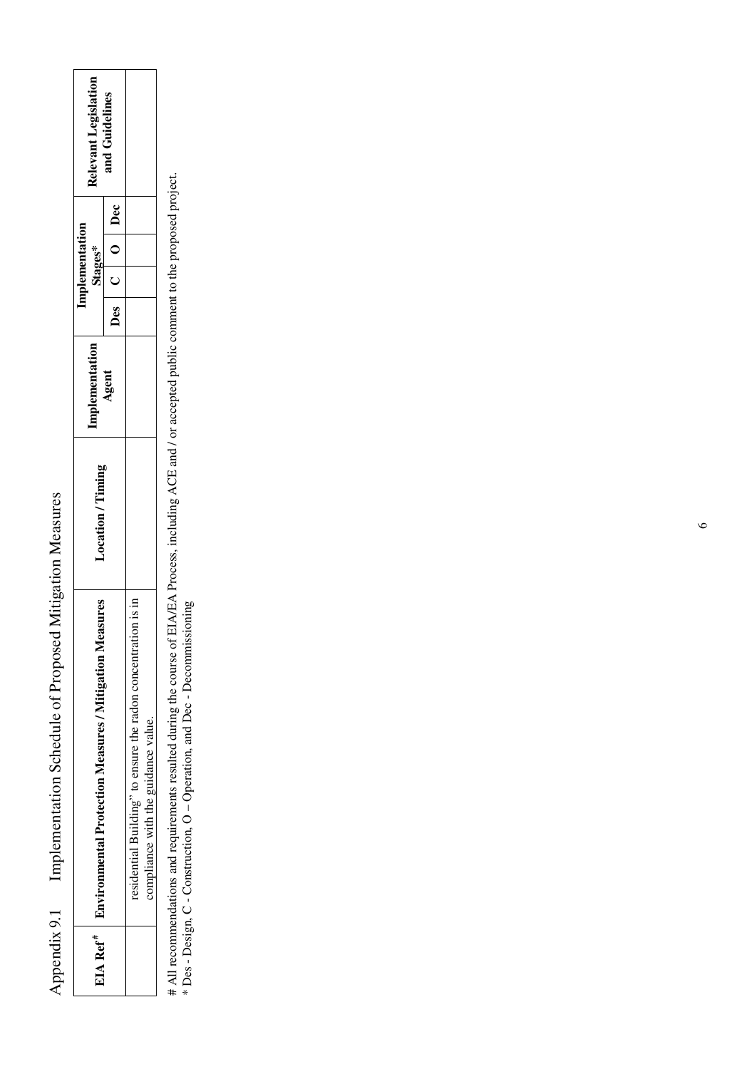Appendix 9.1 Implementation Schedule of Proposed Mitigation Measures

| EIA Ref[#] | Environmental Protection Measures / Mitigation Measures | Location / Timing | Implementation Agent | Implementation Stages* | | | | Relevant Legislation and Guidelines |
|---|---|---|---|---|---|---|---|---|
| | | | | Des | C | O | Dec | |
| | residential Building" to ensure the radon concentration is in compliance with the guidance value. | | | | | | | |

# All recommendations and requirements resulted during the course of EIA/EA Process, including ACE and / or accepted public comment to the proposed project.
* Des - Design, C - Construction, O – Operation, and Dec - Decommissioning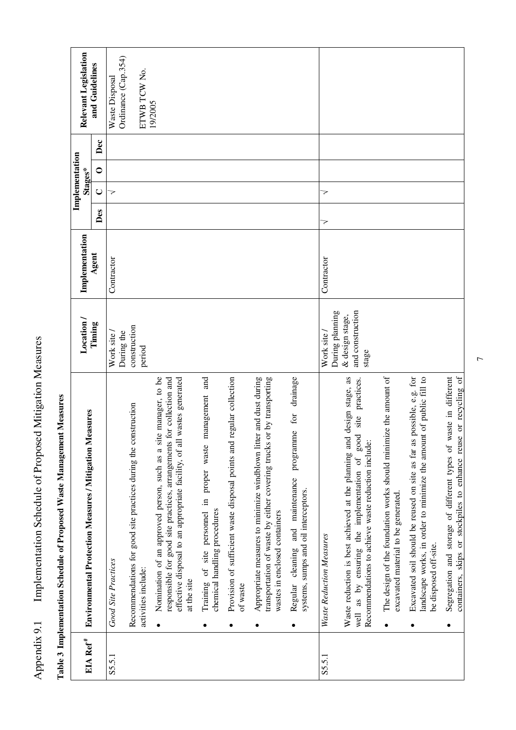Appendix 9.1 Implementation Schedule of Proposed Mitigation Measures

**Table 3 Implementation Schedule of Proposed Waste Management Measures**

| EIA Ref# | Environmental Protection Measures / Mitigation Measures | Location / Timing | Implementation Agent | Implementation Stages* | | | | Relevant Legislation and Guidelines |
|---|---|---|---|---|---|---|---|---|
| | | | | Des | C | O | Dec | |
| S5.5.1 | *Good Site Practices*<br><br>Recommendations for good site practices during the construction activities include:<br><br>• Nomination of an approved person, such as a site manager, to be responsible for good site practices, arrangements for collection and effective disposal to an appropriate facility, of all wastes generated at the site<br>• Training of site personnel in proper waste management and chemical handling procedures<br>• Provision of sufficient waste disposal points and regular collection of waste<br>• Appropriate measures to minimize windblown litter and dust during transportation of waste by either covering trucks or by transporting wastes in enclosed containers<br>• Regular cleaning and maintenance programme for drainage systems, sumps and oil interceptors. | Work site / During the construction period | Contractor | | √ | | | Waste Disposal Ordinance (Cap.354)<br><br>ETWB TCW No. 19/2005 |
| S5.5.1 | *Waste Reduction Measures*<br><br>Waste reduction is best achieved at the planning and design stage, as well as by ensuring the implementation of good site practices. Recommendations to achieve waste reduction include:<br><br>• The design of the foundation works should minimize the amount of excavated material to be generated.<br>• Excavated soil should be reused on site as far as possible, e.g. for landscape works, in order to minimize the amount of public fill to be disposed off-site.<br>• Segregation and storage of different types of waste in different containers, skips or stockpiles to enhance reuse or recycling of | Work site / During planning & design stage, and construction stage | Contractor | √ | √ | | | |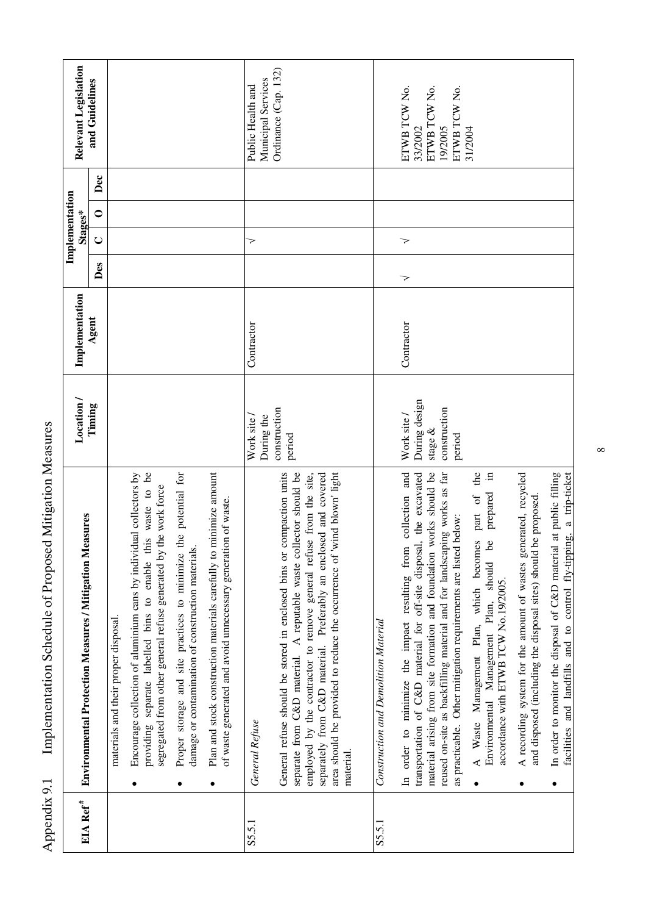# Appendix 9.1 Implementation Schedule of Proposed Mitigation Measures

| EIA Ref# | Environmental Protection Measures / Mitigation Measures | Location / Timing | Implementation Agent | Implementation Stages* | | | | Relevant Legislation and Guidelines |
|---|---|---|---|---|---|---|---|---|
| | | | | Des | C | O | Dec | |
| | materials and their proper disposal. <br> • Encourage collection of aluminium cans by individual collectors by providing separate labelled bins to enable this waste to be segregated from other general refuse generated by the work force <br> • Proper storage and site practices to minimize the potential for damage or contamination of construction materials. <br> • Plan and stock construction materials carefully to minimize amount of waste generated and avoid unnecessary generation of waste. | | | | | | | |
| S5.5.1 | *General Refuse* <br> General refuse should be stored in enclosed bins or compaction units separate from C&D material. A reputable waste collector should be employed by the contractor to remove general refuse from the site, separately from C&D material. Preferably an enclosed and covered area should be provided to reduce the occurrence of 'wind blown' light material. | Work site / During the construction period | Contractor | | √ | | | Public Health and Municipal Services Ordinance (Cap. 132) |
| S5.5.1 | *Construction and Demolition Material* <br> In order to minimize the impact resulting from collection and transportation of C&D material for off-site disposal, the excavated material arising from site formation and foundation works should be reused on-site as backfilling material and for landscaping works as far as practicable. Other mitigation requirements are listed below: <br> • A Waste Management Plan, which becomes part of the Environmental Management Plan, should be prepared in accordance with ETWB TCW No.19/2005. <br> • A recording system for the amount of wastes generated, recycled and disposed (including the disposal sites) should be proposed. <br> • In order to monitor the disposal of C&D material at public filling facilities and landfills and to control fly-tipping, a trip-ticket | Work site / During design stage & construction period | Contractor | √ | √ | | | ETWB TCW No. 33/2002 <br> ETWB TCW No. 19/2005 <br> ETWB TCW No. 31/2004 |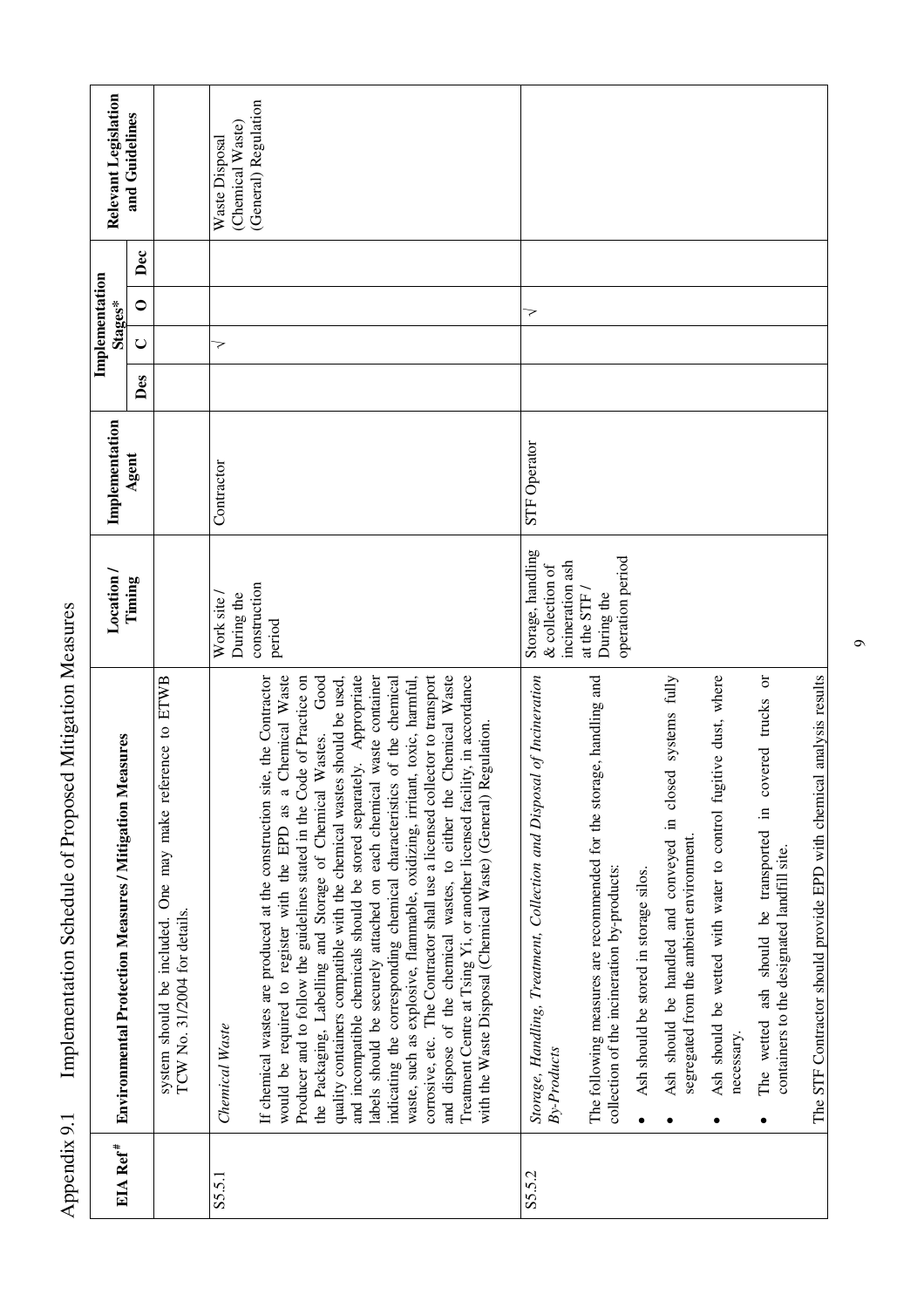Appendix 9.1 Implementation Schedule of Proposed Mitigation Measures

| EIA Ref[#] | Environmental Protection Measures / Mitigation Measures | Location / Timing | Implementation Agent | Implementation Stages* | | | | Relevant Legislation and Guidelines |
|---|---|---|---|---|---|---|---|---|
| | | | | Des | C | O | Dec | |
| | system should be included. One may make reference to ETWB TCW No. 31/2004 for details. | | | | | | | |
| S5.5.1 | *Chemical Waste*<br><br>If chemical wastes are produced at the construction site, the Contractor would be required to register with the EPD as a Chemical Waste Producer and to follow the guidelines stated in the Code of Practice on the Packaging, Labelling and Storage of Chemical Wastes. Good quality containers compatible with the chemical wastes should be used, and incompatible chemicals should be stored separately. Appropriate labels should be securely attached on each chemical waste container indicating the corresponding chemical characteristics of the chemical waste, such as explosive, flammable, oxidizing, irritant, toxic, harmful, corrosive, etc. The Contractor shall use a licensed collector to transport and dispose of the chemical wastes, to either the Chemical Waste Treatment Centre at Tsing Yi, or another licensed facility, in accordance with the Waste Disposal (Chemical Waste) (General) Regulation. | Work site / During the construction period | Contractor | | √ | | | Waste Disposal (Chemical Waste) (General) Regulation |
| S5.5.2 | *Storage, Handling, Treatment, Collection and Disposal of Incineration By-Products*<br><br>The following measures are recommended for the storage, handling and collection of the incineration by-products:<br><br>• Ash should be stored in storage silos.<br>• Ash should be handled and conveyed in closed systems fully segregated from the ambient environment.<br>• Ash should be wetted with water to control fugitive dust, where necessary.<br>• The wetted ash should be transported in covered trucks or containers to the designated landfill site.<br><br>The STF Contractor should provide EPD with chemical analysis results | Storage, handling & collection of incineration ash at the STF / During the operation period | STF Operator | | | √ | | |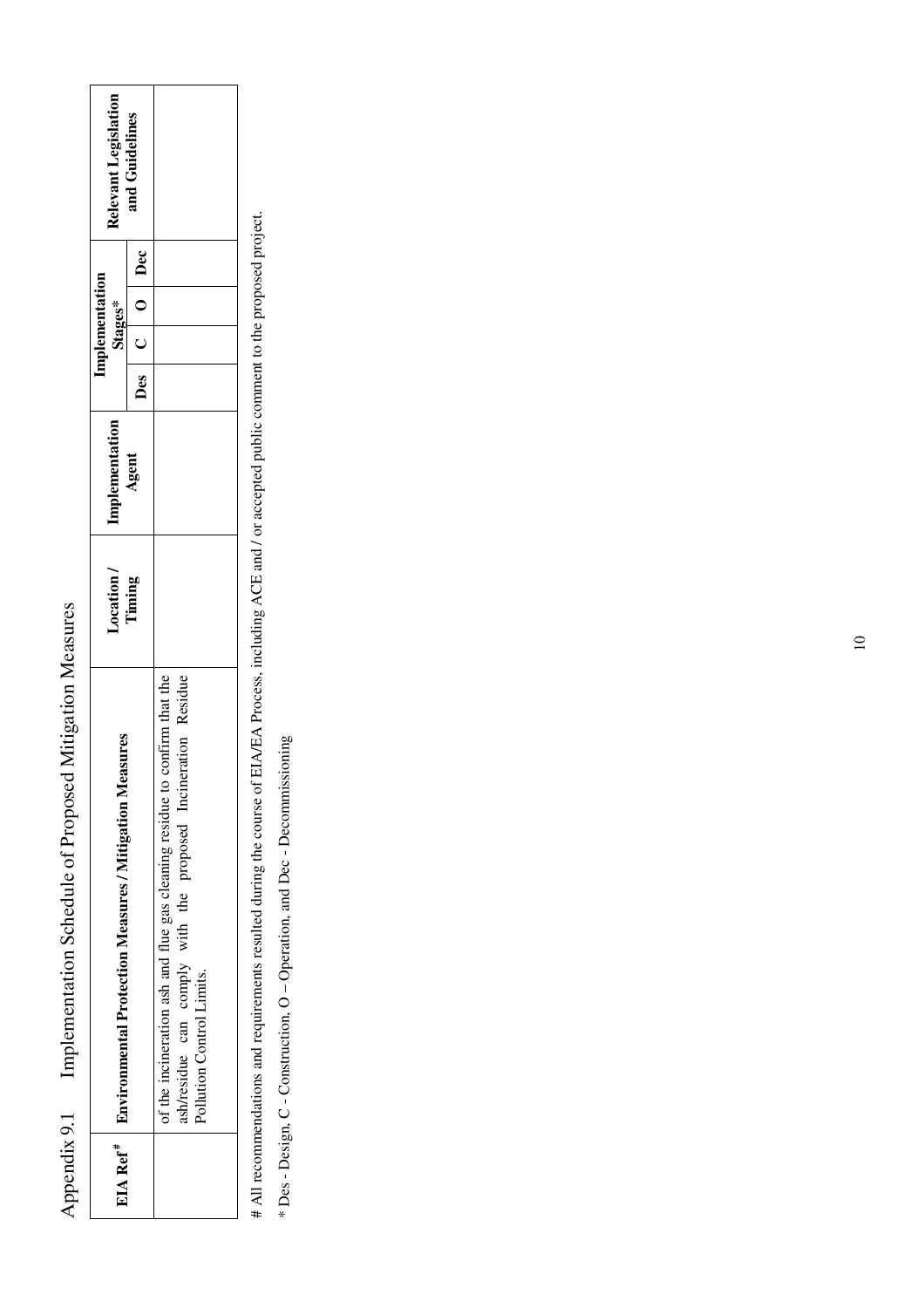Appendix 9.1 Implementation Schedule of Proposed Mitigation Measures

| EIA Ref# | Environmental Protection Measures / Mitigation Measures | Location / Timing | Implementation Agent | Implementation Stages* | | | | Relevant Legislation and Guidelines |
|---|---|---|---|---|---|---|---|---|
| | | | | Des | C | O | Dec | |
| | of the incineration ash and flue gas cleaning residue to confirm that the ash/residue can comply with the proposed Incineration Residue Pollution Control Limits. | | | | | | | |

# All recommendations and requirements resulted during the course of EIA/EA Process, including ACE and / or accepted public comment to the proposed project.

* Des - Design, C - Construction, O – Operation, and Dec - Decommissioning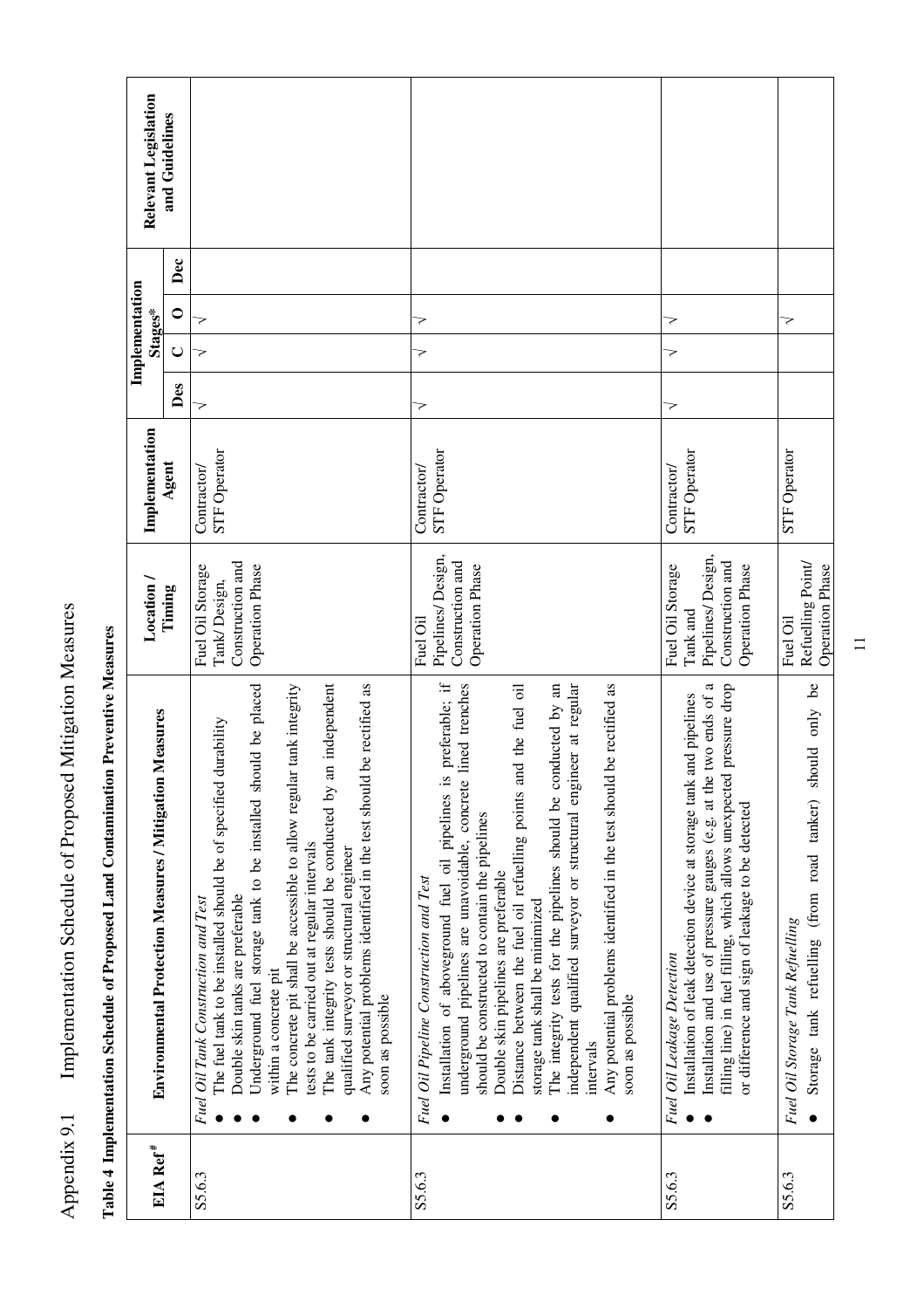# Appendix 9.1 Implementation Schedule of Proposed Mitigation Measures

**Table 4 Implementation Schedule of Proposed Land Contamination Preventive Measures**

| EIA Ref[#] | Environmental Protection Measures / Mitigation Measures | Location / Timing | Implementation Agent | Implementation Stages* | | | | Relevant Legislation and Guidelines |
|---|---|---|---|---|---|---|---|---|
| | | | | Des | C | O | Dec | |
| S5.6.3 | *Fuel Oil Tank Construction and Test*<br>● The fuel tank to be installed should be of specified durability<br>● Double skin tanks are preferable<br>● Underground fuel storage tank to be installed should be placed within a concrete pit<br>● The concrete pit shall be accessible to allow regular tank integrity tests to be carried out at regular intervals<br>● The tank integrity tests should be conducted by an independent qualified surveyor or structural engineer<br>● Any potential problems identified in the test should be rectified as soon as possible | Fuel Oil Storage Tank/ Design, Construction and Operation Phase | Contractor/ STF Operator | √ | √ | √ | | |
| S5.6.3 | *Fuel Oil Pipeline Construction and Test*<br>● Installation of aboveground fuel oil pipelines is preferable; if underground pipelines are unavoidable, concrete lined trenches should be constructed to contain the pipelines<br>● Double skin pipelines are preferable<br>● Distance between the fuel oil refuelling points and the fuel oil storage tank shall be minimized<br>● The integrity tests for the pipelines should be conducted by an independent qualified surveyor or structural engineer at regular intervals<br>● Any potential problems identified in the test should be rectified as soon as possible | Fuel Oil Pipelines/ Design, Construction and Operation Phase | Contractor/ STF Operator | √ | √ | √ | | |
| S5.6.3 | *Fuel Oil Leakage Detection*<br>● Installation of leak detection device at storage tank and pipelines<br>● Installation and use of pressure gauges (e.g. at the two ends of a filling line) in fuel filling, which allows unexpected pressure drop or difference and sign of leakage to be detected | Fuel Oil Storage Tank and Pipelines/ Design, Construction and Operation Phase | Contractor/ STF Operator | √ | √ | √ | | |
| S5.6.3 | *Fuel Oil Storage Tank Refuelling*<br>● Storage tank refuelling (from road tanker) should only be | Fuel Oil Refuelling Point/ Operation Phase | STF Operator | | | √ | | |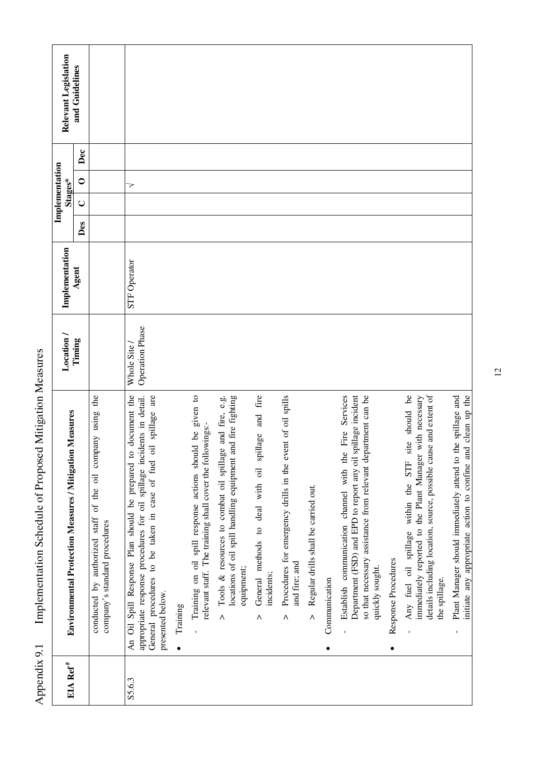Appendix 9.1 Implementation Schedule of Proposed Mitigation Measures

| EIA Ref[#] | Environmental Protection Measures / Mitigation Measures | Location / Timing | Implementation Agent | Implementation Stages* | | | | Relevant Legislation and Guidelines |
|---|---|---|---|---|---|---|---|---|
| | | | | Des | C | O | Dec | |
| | conducted by authorized staff of the oil company using the company's standard procedures | | | | | | | |
| S5.6.3 | An Oil Spill Response Plan should be prepared to document the appropriate response procedures for oil spillage incidents in detail. General procedures to be taken in case of fuel oil spillage are presented below.<br>• Training<br>- Training on oil spill response actions should be given to relevant staff. The training shall cover the followings:-<br>> Tools & resources to combat oil spillage and fire, e.g. locations of oil spill handling equipment and fire fighting equipment;<br>> General methods to deal with oil spillage and fire incidents;<br>> Procedures for emergency drills in the event of oil spills and fire; and<br>> Regular drills shall be carried out.<br>• Communication<br>- Establish communication channel with the Fire Services Department (FSD) and EPD to report any oil spillage incident so that necessary assistance from relevant department can be quickly sought.<br>• Response Procedures<br>- Any fuel oil spillage within the STF site should be immediately reported to the Plant Manager with necessary details including location, source, possible cause and extent of the spillage.<br>- Plant Manager should immediately attend to the spillage and initiate any appropriate action to confine and clean up the | Whole Site / Operation Phase | STF Operator | | | √ | | |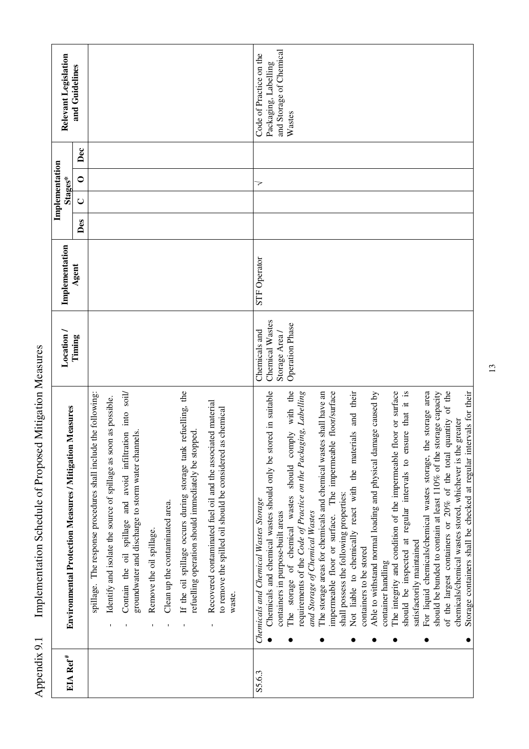Appendix 9.1 Implementation Schedule of Proposed Mitigation Measures

| EIA Ref[#] | Environmental Protection Measures / Mitigation Measures | Location / Timing | Implementation Agent | Implementation Stages* | | | | Relevant Legislation and Guidelines |
|---|---|---|---|---|---|---|---|---|
| | | | | Des | C | O | Dec | |
| | spillage. The response procedures shall include the following:<br>- Identify and isolate the source of spillage as soon as possible.<br>- Contain the oil spillage and avoid infiltration into soil/ groundwater and discharge to storm water channels.<br>- Remove the oil spillage.<br>- Clean up the contaminated area.<br>- If the oil spillage occurs during storage tank refuelling, the refuelling operation should immediately be stopped.<br>- Recovered contaminated fuel oil and the associated material to remove the spilled oil should be considered as chemical waste. | | | | | | | |
| S5.6.3 | *Chemicals and Chemical Wastes Storage*<br>● Chemicals and chemical wastes should only be stored in suitable containers in purpose-built areas<br>● The storage of chemical wastes should comply with the requirements of the *Code of Practice on the Packaging, Labelling and Storage of Chemical Wastes*<br>● The storage areas for chemicals and chemical wastes shall have an impermeable floor or surface. The impermeable floor/surface shall possess the following properties:<br>● Not liable to chemically react with the materials and their containers to be stored<br>● Able to withstand normal loading and physical damage caused by container handling<br>● The integrity and condition of the impermeable floor or surface should be inspected at regular intervals to ensure that it is satisfactorily maintained<br>● For liquid chemicals/chemical wastes storage, the storage area should be bunded to contain at least 110% of the storage capacity of the largest containers or 20% of the total quantity of the chemicals/chemical wastes stored, whichever is the greater<br>● Storage containers shall be checked at regular intervals for their | Chemicals and Chemical Wastes Storage Area / Operation Phase | STF Operator | | | √ | | Code of Practice on the Packaging, Labelling and Storage of Chemical Wastes |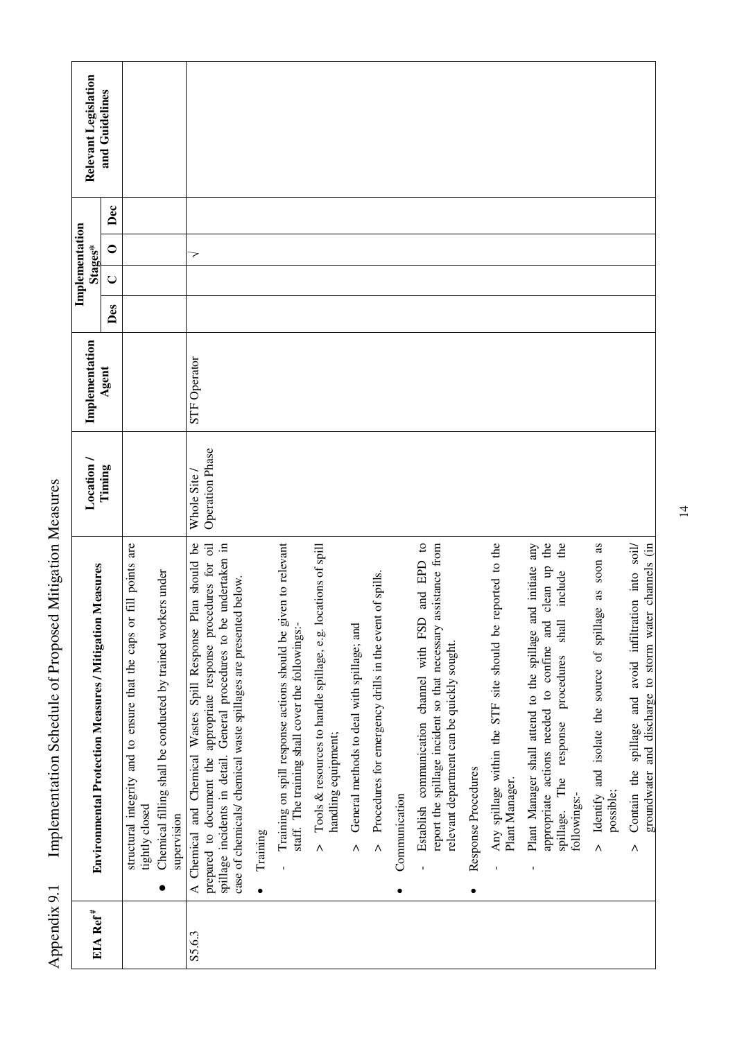## Appendix 9.1 Implementation Schedule of Proposed Mitigation Measures

| EIA Ref[#] | Environmental Protection Measures / Mitigation Measures | Location / Timing | Implementation Agent | Implementation Stages* | | | | Relevant Legislation and Guidelines |
|---|---|---|---|---|---|---|---|---|
| | | | | Des | C | O | Dec | |
| | structural integrity and to ensure that the caps or fill points are tightly closed<br>• Chemical filling shall be conducted by trained workers under supervision | | | | | | | |
| S5.6.3 | A Chemical and Chemical Wastes Spill Response Plan should be prepared to document the appropriate response procedures for oil spillage incidents in detail. General procedures to be undertaken in case of chemicals/ chemical waste spillages are presented below.<br>• Training<br>- Training on spill response actions should be given to relevant staff. The training shall cover the followings:-<br>> Tools & resources to handle spillage, e.g. locations of spill handling equipment;<br>> General methods to deal with spillage; and<br>> Procedures for emergency drills in the event of spills.<br>• Communication<br>- Establish communication channel with FSD and EPD to report the spillage incident so that necessary assistance from relevant department can be quickly sought.<br>• Response Procedures<br>- Any spillage within the STF site should be reported to the Plant Manager.<br>- Plant Manager shall attend to the spillage and initiate any appropriate actions needed to confine and clean up the spillage. The response procedures shall include the followings:-<br>> Identify and isolate the source of spillage as soon as possible;<br>> Contain the spillage and avoid infiltration into soil/ groundwater and discharge to storm water channels (in | Whole Site / Operation Phase | STF Operator | | | √ | | |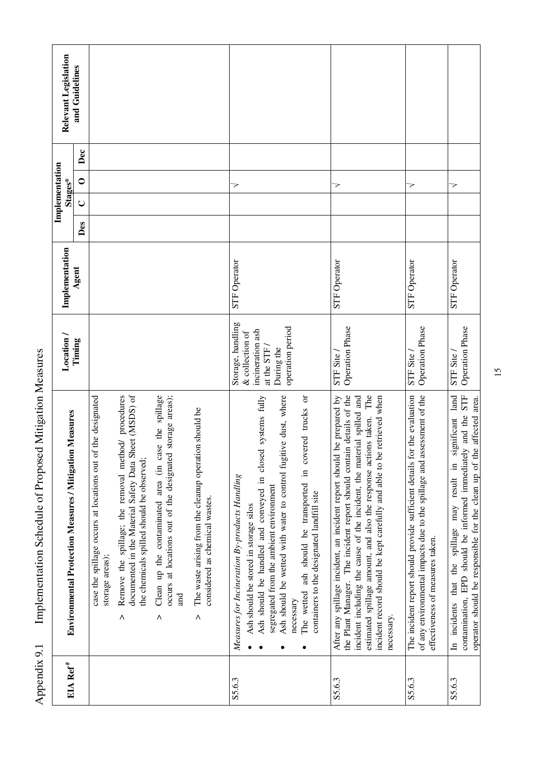# Appendix 9.1 Implementation Schedule of Proposed Mitigation Measures

| EIA Ref[#] | Environmental Protection Measures / Mitigation Measures | Location / Timing | Implementation Agent | Implementation Stages* | | | | Relevant Legislation and Guidelines |
|---|---|---|---|---|---|---|---|---|
| | | | | Des | C | O | Dec | |
| | case the spillage occurs at locations out of the designated storage areas);<br>> Remove the spillage; the removal method/ procedures documented in the Material Safety Data Sheet (MSDS) of the chemicals spilled should be observed;<br>> Clean up the contaminated area (in case the spillage occurs at locations out of the designated storage areas); and<br>> The waste arising from the cleanup operation should be considered as chemical wastes. | | | | | | | |
| S5.6.3 | *Measures for Incineration By-products Handling*<br>• Ash should be stored in storage silos<br>• Ash should be handled and conveyed in closed systems fully segregated from the ambient environment<br>• Ash should be wetted with water to control fugitive dust, where necessary<br>• The wetted ash should be transported in covered trucks or containers to the designated landfill site | Storage, handling & collection of incineration ash at the STF / During the operation period | STF Operator | | | √ | | |
| S5.6.3 | After any spillage incident, an incident report should be prepared by the Plant Manager. The incident report should contain details of the incident including the cause of the incident, the material spilled and estimated spillage amount, and also the response actions taken. The incident record should be kept carefully and able to be retrieved when necessary. | STF Site / Operation Phase | STF Operator | | | √ | | |
| S5.6.3 | The incident report should provide sufficient details for the evaluation of any environmental impacts due to the spillage and assessment of the effectiveness of measures taken. | STF Site / Operation Phase | STF Operator | | | √ | | |
| S5.6.3 | In incidents that the spillage may result in significant land contamination, EPD should be informed immediately and the STF operator should be responsible for the clean up of the affected area. | STF Site / Operation Phase | STF Operator | | | √ | | |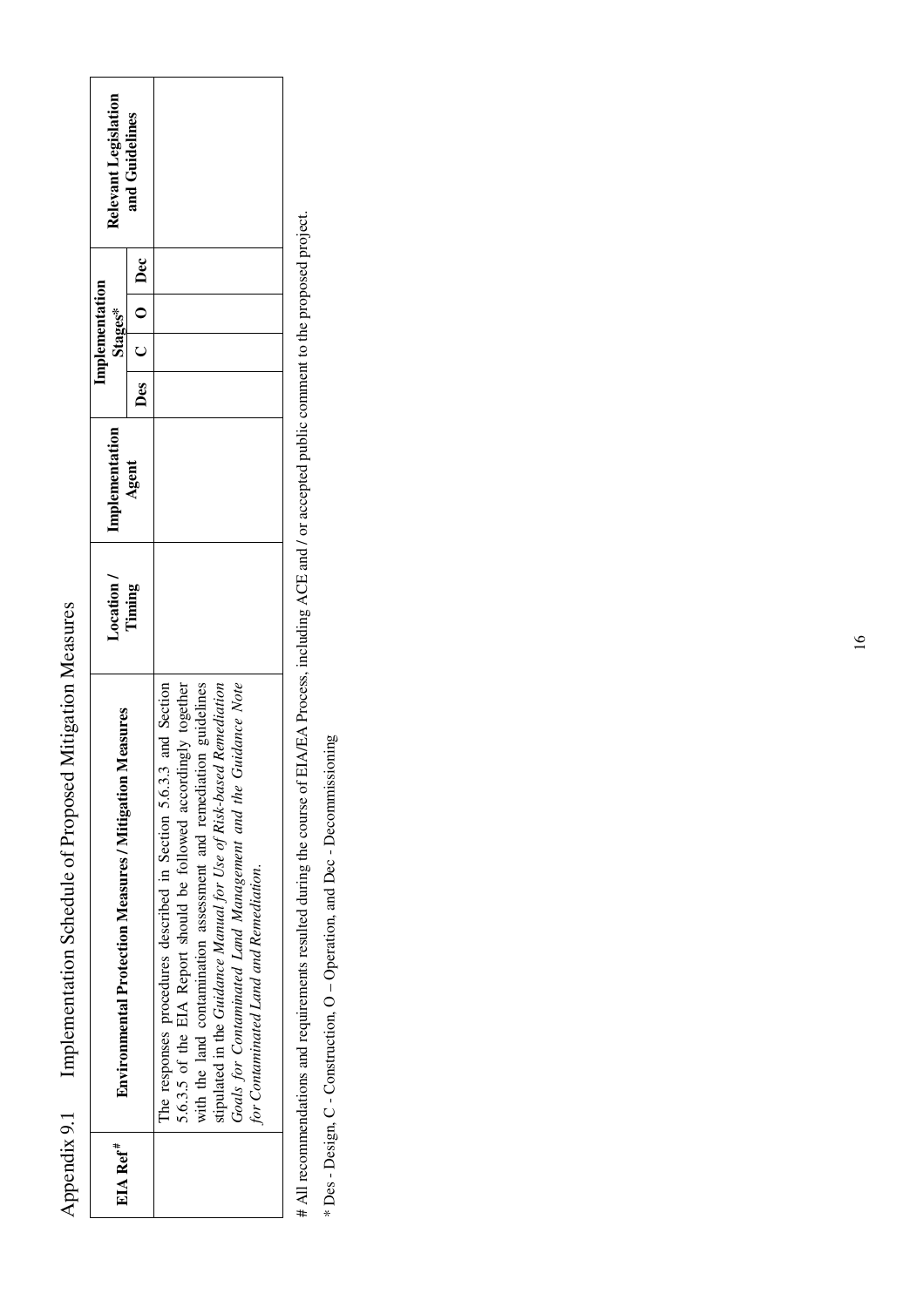Appendix 9.1 Implementation Schedule of Proposed Mitigation Measures

| EIA Ref[#] | Environmental Protection Measures / Mitigation Measures | Location / Timing | Implementation Agent | Implementation Stages* | | | | Relevant Legislation and Guidelines |
|---|---|---|---|---|---|---|---|---|
| | | | | Des | C | O | Dec | |
| | The responses procedures described in Section 5.6.3.3 and Section 5.6.3.5 of the EIA Report should be followed accordingly together with the land contamination assessment and remediation guidelines stipulated in the *Guidance Manual for Use of Risk-based Remediation Goals for Contaminated Land Management and the Guidance Note for Contaminated Land and Remediation*. | | | | | | | |

# All recommendations and requirements resulted during the course of EIA/EA Process, including ACE and / or accepted public comment to the proposed project.

\* Des - Design, C - Construction, O – Operation, and Dec - Decommissioning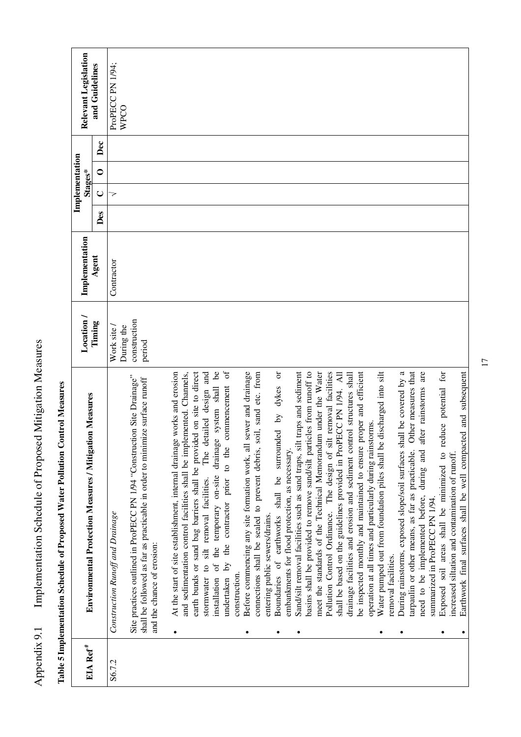# Appendix 9.1 Implementation Schedule of Proposed Mitigation Measures

**Table 5 Implementation Schedule of Proposed Water Pollution Control Measures**

| EIA Ref[#] | Environmental Protection Measures / Mitigation Measures | Location / Timing | Implementation Agent | Implementation Stages* | | | | Relevant Legislation and Guidelines |
|---|---|---|---|---|---|---|---|---|
| | | | | Des | C | O | Dec | |
| S6.7.2 | *Construction Runoff and Drainage*<br><br>Site practices outlined in ProPECC PN 1/94 "Construction Site Drainage" shall be followed as far as practicable in order to minimize surface runoff and the chance of erosion:<br><br>• At the start of site establishment, internal drainage works and erosion and sedimentation control facilities shall be implemented. Channels, earth bunds or sand bag barriers shall be provided on site to direct stormwater to silt removal facilities. The detailed design and installation of the temporary on-site drainage system shall be undertaken by the contractor prior to the commencement of construction.<br>• Before commencing any site formation work, all sewer and drainage connections shall be sealed to prevent debris, soil, sand etc. from entering public sewers/drains.<br>• Boundaries of earthworks shall be surrounded by dykes or embankments for flood protection, as necessary.<br>• Sand/silt removal facilities such as sand traps, silt traps and sediment basins shall be provided to remove sand/silt particles from runoff to meet the standards of the Technical Memorandum under the Water Pollution Control Ordinance. The design of silt removal facilities shall be based on the guidelines provided in ProPECC PN 1/94. All drainage facilities and erosion and sediment control structures shall be inspected monthly and maintained to ensure proper and efficient operation at all times and particularly during rainstorms.<br>• Water pumped out from foundation piles shall be discharged into silt removal facilities.<br>• During rainstorms, exposed slope/soil surfaces shall be covered by a tarpaulin or other means, as far as practicable. Other measures that need to be implemented before, during and after rainstorms are summarized in ProPECC PN 1/94.<br>• Exposed soil areas shall be minimized to reduce potential for increased siltation and contamination of runoff.<br>• Earthwork final surfaces shall be well compacted and subsequent | Work site / During the construction period | Contractor | | √ | | | ProPECC PN 1/94; WPCO |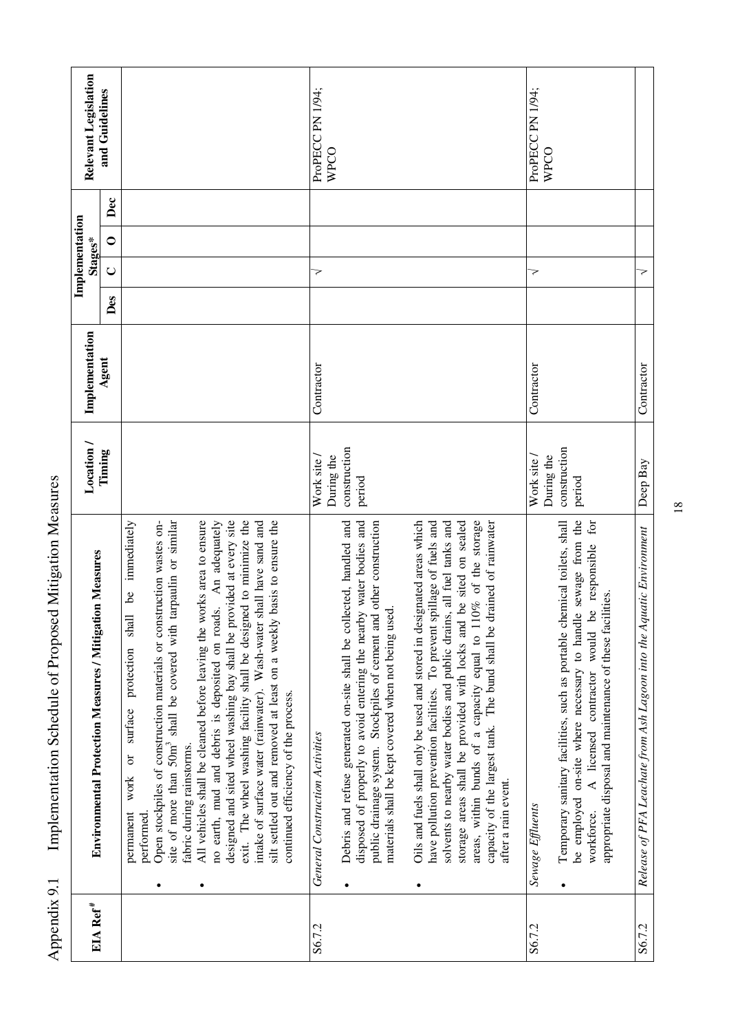# Appendix 9.1 Implementation Schedule of Proposed Mitigation Measures

| EIA Ref# | Environmental Protection Measures / Mitigation Measures | Location / Timing | Implementation Agent | Implementation Stages* | | | | Relevant Legislation and Guidelines |
|---|---|---|---|---|---|---|---|---|
| | | | | Des | C | O | Dec | |
| | permanent work or surface protection shall be immediately performed.<br>• Open stockpiles of construction materials or construction wastes on-site of more than 50m$^3$ shall be covered with tarpaulin or similar fabric during rainstorms.<br>• All vehicles shall be cleaned before leaving the works area to ensure no earth, mud and debris is deposited on roads. An adequately designed and sited wheel washing bay shall be provided at every site exit. The wheel washing facility shall be designed to minimize the intake of surface water (rainwater). Wash-water shall have sand and silt settled out and removed at least on a weekly basis to ensure the continued efficiency of the process. | | | | | | | |
| S6.7.2 | *General Construction Activities*<br>• Debris and refuse generated on-site shall be collected, handled and disposed of properly to avoid entering the nearby water bodies and public drainage system. Stockpiles of cement and other construction materials shall be kept covered when not being used.<br>• Oils and fuels shall only be used and stored in designated areas which have pollution prevention facilities. To prevent spillage of fuels and solvents to nearby water bodies and public drains, all fuel tanks and storage areas shall be provided with locks and be sited on sealed areas, within bunds of a capacity equal to 110% of the storage capacity of the largest tank. The bund shall be drained of rainwater after a rain event. | Work site / During the construction period | Contractor | | √ | | | ProPECC PN 1/94; WPCO |
| S6.7.2 | *Sewage Effluents*<br>• Temporary sanitary facilities, such as portable chemical toilets, shall be employed on-site where necessary to handle sewage from the workforce. A licensed contractor would be responsible for appropriate disposal and maintenance of these facilities. | Work site / During the construction period | Contractor | | √ | | | ProPECC PN 1/94; WPCO |
| S6.7.2 | *Release of PFA Leachate from Ash Lagoon into the Aquatic Environment* | Deep Bay | Contractor | | √ | | | |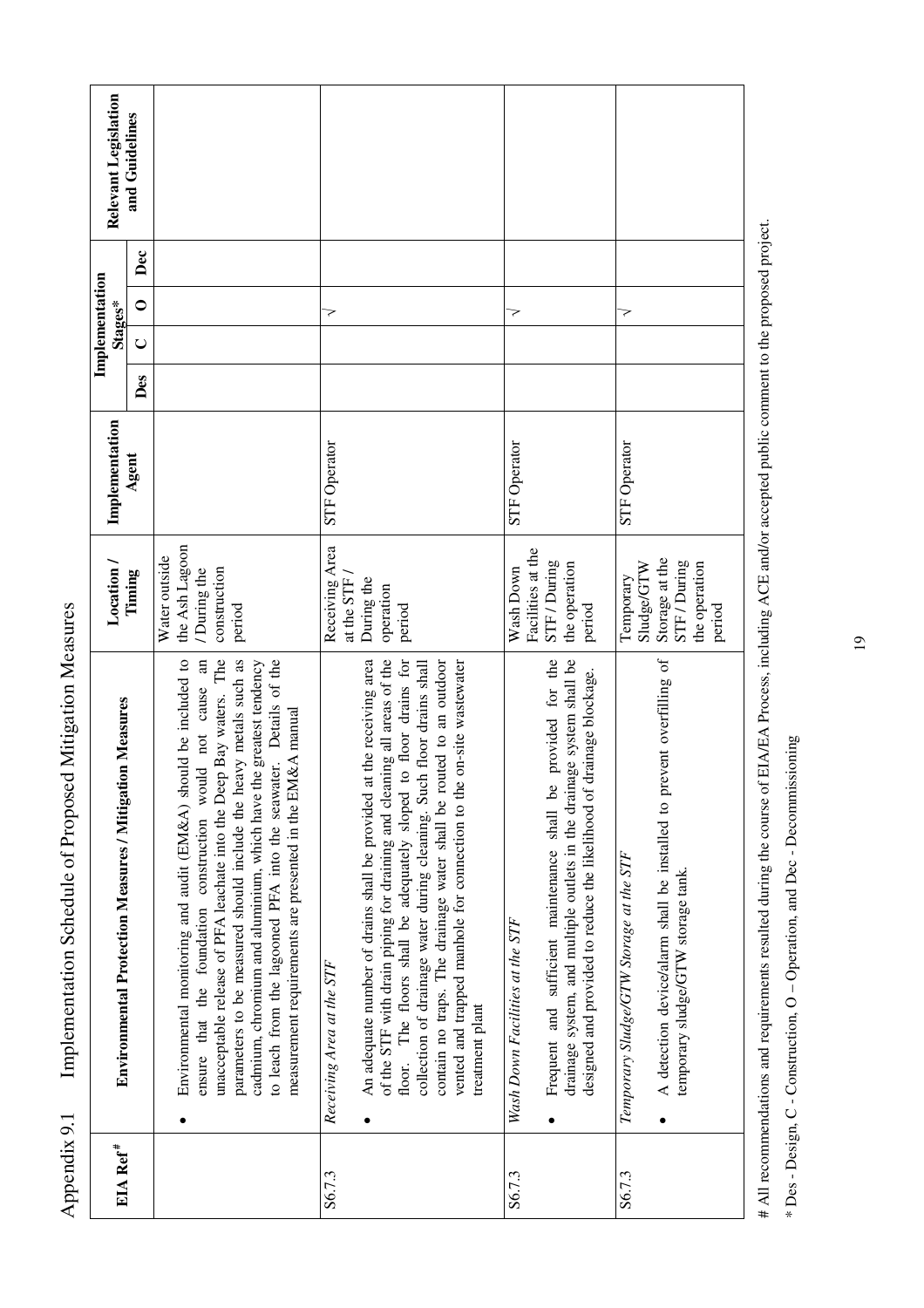# Appendix 9.1 Implementation Schedule of Proposed Mitigation Measures

| EIA Ref[#] | Environmental Protection Measures / Mitigation Measures | Location / Timing | Implementation Agent | Implementation Stages* | | | | Relevant Legislation and Guidelines |
|---|---|---|---|---|---|---|---|---|
| | | | | Des | C | O | Dec | |
| | • Environmental monitoring and audit (EM&A) should be included to ensure that the foundation construction would not cause an unacceptable release of PFA leachate into the Deep Bay waters. The parameters to be measured should include the heavy metals such as cadmium, chromium and aluminium, which have the greatest tendency to leach from the lagooned PFA into the seawater. Details of the measurement requirements are presented in the EM&A manual | Water outside the Ash Lagoon / During the construction period | | | | | | |
| S6.7.3 | *Receiving Area at the STF*<br>• An adequate number of drains shall be provided at the receiving area of the STF with drain piping for draining and cleaning all areas of the floor. The floors shall be adequately sloped to floor drains for collection of drainage water during cleaning. Such floor drains shall contain no traps. The drainage water shall be routed to an outdoor vented and trapped manhole for connection to the on-site wastewater treatment plant | Receiving Area at the STF / During the operation period | STF Operator | | | √ | | |
| S6.7.3 | *Wash Down Facilities at the STF*<br>• Frequent and sufficient maintenance shall be provided for the drainage system, and multiple outlets in the drainage system shall be designed and provided to reduce the likelihood of drainage blockage. | Wash Down Facilities at the STF / During the operation period | STF Operator | | | √ | | |
| S6.7.3 | *Temporary Sludge/GTW Storage at the STF*<br>• A detection device/alarm shall be installed to prevent overfilling of temporary sludge/GTW storage tank. | Temporary Sludge/GTW Storage at the STF / During the operation period | STF Operator | | | √ | | |

# All recommendations and requirements resulted during the course of EIA/EA Process, including ACE and/or accepted public comment to the proposed project.

\* Des - Design, C - Construction, O – Operation, and Dec - Decommissioning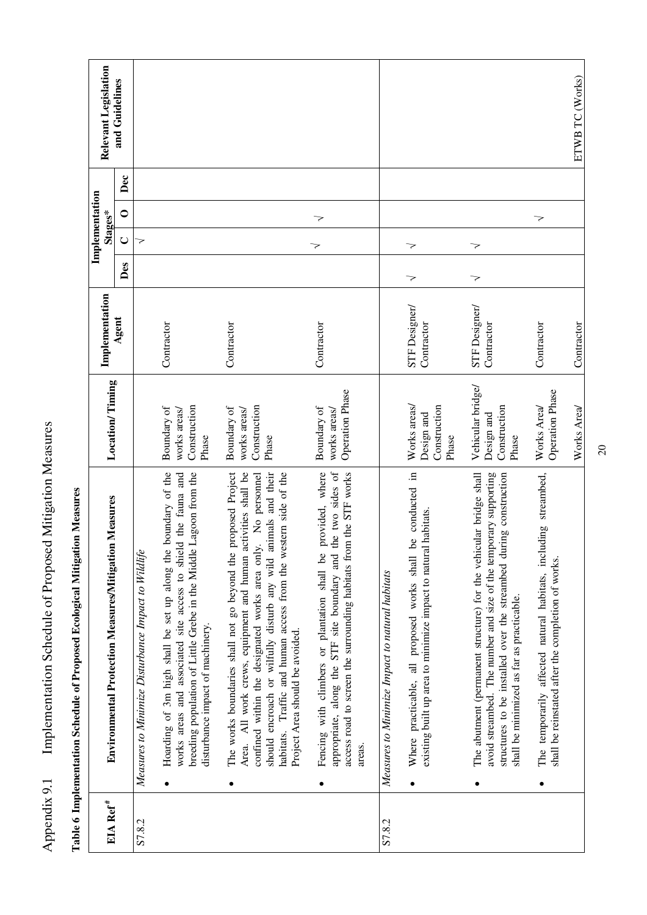Appendix 9.1 Implementation Schedule of Proposed Mitigation Measures

**Table 6 Implementation Schedule of Proposed Ecological Mitigation Measures**

| EIA Ref[#] | Environmental Protection Measures/Mitigation Measures | Location/ Timing | Implementation Agent | Implementation Stages* | | | | Relevant Legislation and Guidelines |
|---|---|---|---|---|---|---|---|---|
| | | | | Des | C | O | Dec | |
| S7.8.2 | *Measures to Minimize Disturbance Impact to Wildlife* | | | | | | | |
| | • Hoarding of 3m high shall be set up along the boundary of the works areas and associated site access to shield the fauna and breeding population of Little Grebe in the Middle Lagoon from the disturbance impact of machinery. | Boundary of works areas/ Construction Phase | Contractor | | √ | | | |
| | • The works boundaries shall not go beyond the proposed Project Area. All work crews, equipment and human activities shall be confined within the designated works area only. No personnel should encroach or wilfully disturb any wild animals and their habitats. Traffic and human access from the western side of the Project Area should be avoided. | Boundary of works areas/ Construction Phase | Contractor | | | | | |
| | • Fencing with climbers or plantation shall be provided, where appropriate, along the STF site boundary and the two sides of access road to screen the surrounding habitats from the STF works areas. | Boundary of works areas/ Operation Phase | Contractor | | √ | √ | | |
| S7.8.2 | *Measures to Minimize Impact to natural habitats* | | | | | | | |
| | • Where practicable, all proposed works shall be conducted in existing built up area to minimize impact to natural habitats. | Works areas/ Design and Construction Phase | STF Designer/ Contractor | √ | √ | | | |
| | • The abutment (permanent structure) for the vehicular bridge shall avoid streambed. The number and size of the temporary supporting structures to be installed over the streambed during construction shall be minimized as far as practicable. | Vehicular bridge/ Design and Construction Phase | STF Designer/ Contractor | √ | √ | | | |
| | • The temporarily affected natural habitats, including streambed, shall be reinstated after the completion of works. | Works Area/ Operation Phase | Contractor | | | √ | | |
| | | Works Area/ | Contractor | | | | | ETWB TC (Works) |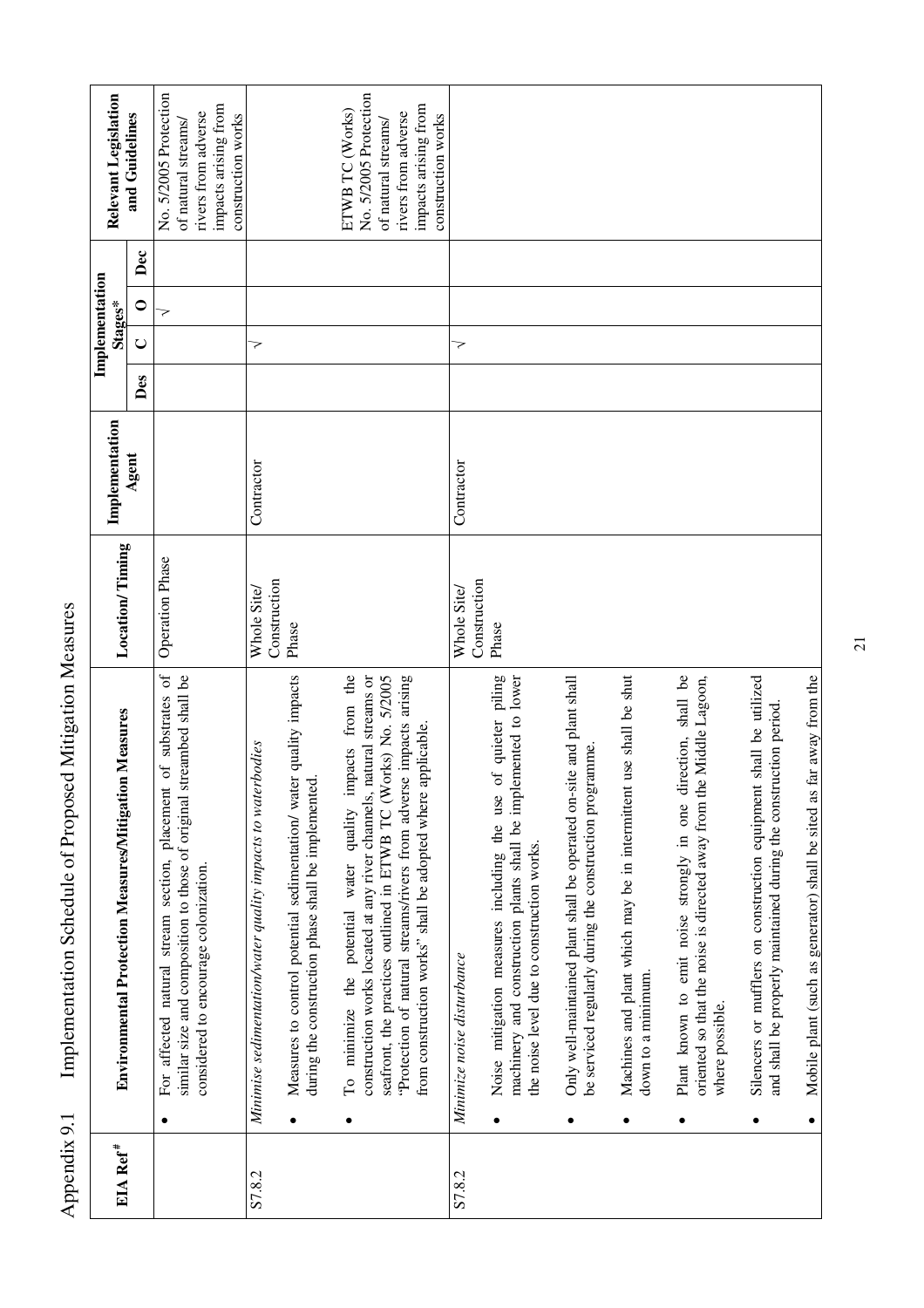Appendix 9.1 Implementation Schedule of Proposed Mitigation Measures

| EIA Ref[#] | Environmental Protection Measures/Mitigation Measures | Location/ Timing | Implementation Agent | Implementation Stages* | | | | Relevant Legislation and Guidelines |
|---|---|---|---|---|---|---|---|---|
| | | | | Des | C | O | Dec | |
| | • For affected natural stream section, placement of substrates of similar size and composition to those of original streambed shall be considered to encourage colonization. | Operation Phase | | | | √ | | No. 5/2005 Protection of natural streams/ rivers from adverse impacts arising from construction works |
| S7.8.2 | *Minimise sedimentation/water quality impacts to waterbodies*<br>• Measures to control potential sedimentation/ water quality impacts during the construction phase shall be implemented.<br>• To minimize the potential water quality impacts from the construction works located at any river channels, natural streams or seafront, the practices outlined in ETWB TC (Works) No. 5/2005 "Protection of natural streams/rivers from adverse impacts arising from construction works" shall be adopted where applicable. | Whole Site/ Construction Phase | Contractor | | √ | | | ETWB TC (Works) No. 5/2005 Protection of natural streams/ rivers from adverse impacts arising from construction works |
| S7.8.2 | *Minimize noise disturbance*<br>• Noise mitigation measures including the use of quieter piling machinery and construction plants shall be implemented to lower the noise level due to construction works.<br>• Only well-maintained plant shall be operated on-site and plant shall be serviced regularly during the construction programme.<br>• Machines and plant which may be in intermittent use shall be shut down to a minimum.<br>• Plant known to emit noise strongly in one direction, shall be oriented so that the noise is directed away from the Middle Lagoon, where possible.<br>• Silencers or mufflers on construction equipment shall be utilized and shall be properly maintained during the construction period.<br>• Mobile plant (such as generator) shall be sited as far away from the | Whole Site/ Construction Phase | Contractor | | √ | | | |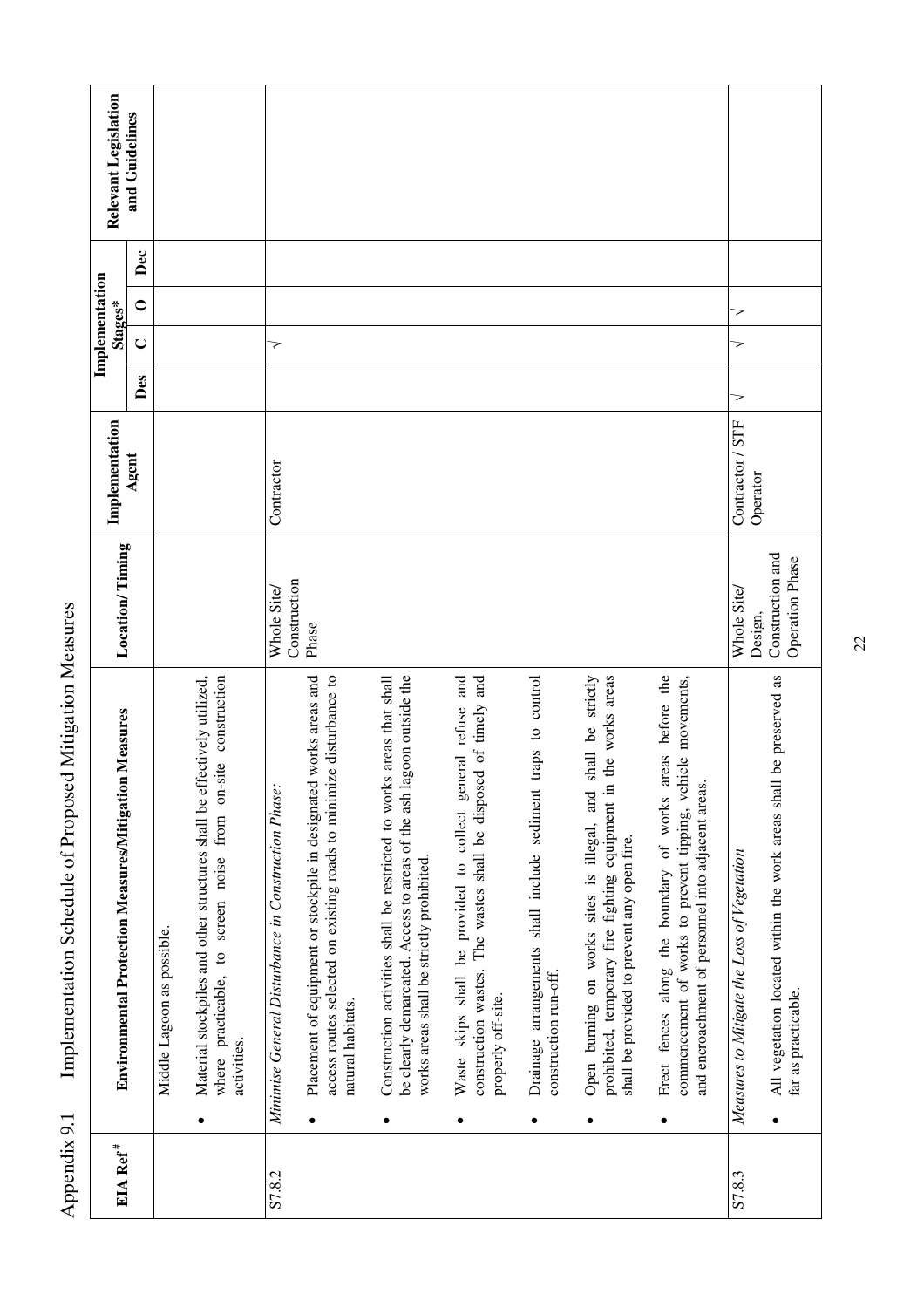# Appendix 9.1 Implementation Schedule of Proposed Mitigation Measures

| EIA Ref[#] | Environmental Protection Measures/Mitigation Measures | Location/ Timing | Implementation Agent | Implementation Stages* | | | | Relevant Legislation and Guidelines |
|---|---|---|---|---|---|---|---|---|
| | | | | Des | C | O | Dec | |
| | Middle Lagoon as possible.<br>• Material stockpiles and other structures shall be effectively utilized, where practicable, to screen noise from on-site construction activities. | | | | | | | |
| S7.8.2 | *Minimise General Disturbance in Construction Phase:*<br>• Placement of equipment or stockpile in designated works areas and access routes selected on existing roads to minimize disturbance to natural habitats.<br>• Construction activities shall be restricted to works areas that shall be clearly demarcated. Access to areas of the ash lagoon outside the works areas shall be strictly prohibited.<br>• Waste skips shall be provided to collect general refuse and construction wastes. The wastes shall be disposed of timely and properly off-site.<br>• Drainage arrangements shall include sediment traps to control construction run-off.<br>• Open burning on works sites is illegal, and shall be strictly prohibited, temporary fire fighting equipment in the works areas shall be provided to prevent any open fire.<br>• Erect fences along the boundary of works areas before the commencement of works to prevent tipping, vehicle movements, and encroachment of personnel into adjacent areas. | Whole Site/ Construction Phase | Contractor | | √ | | | |
| S7.8.3 | *Measures to Mitigate the Loss of Vegetation*<br>• All vegetation located within the work areas shall be preserved as far as practicable. | Whole Site/ Design, Construction and Operation Phase | Contractor / STF Operator | √ | √ | √ | | |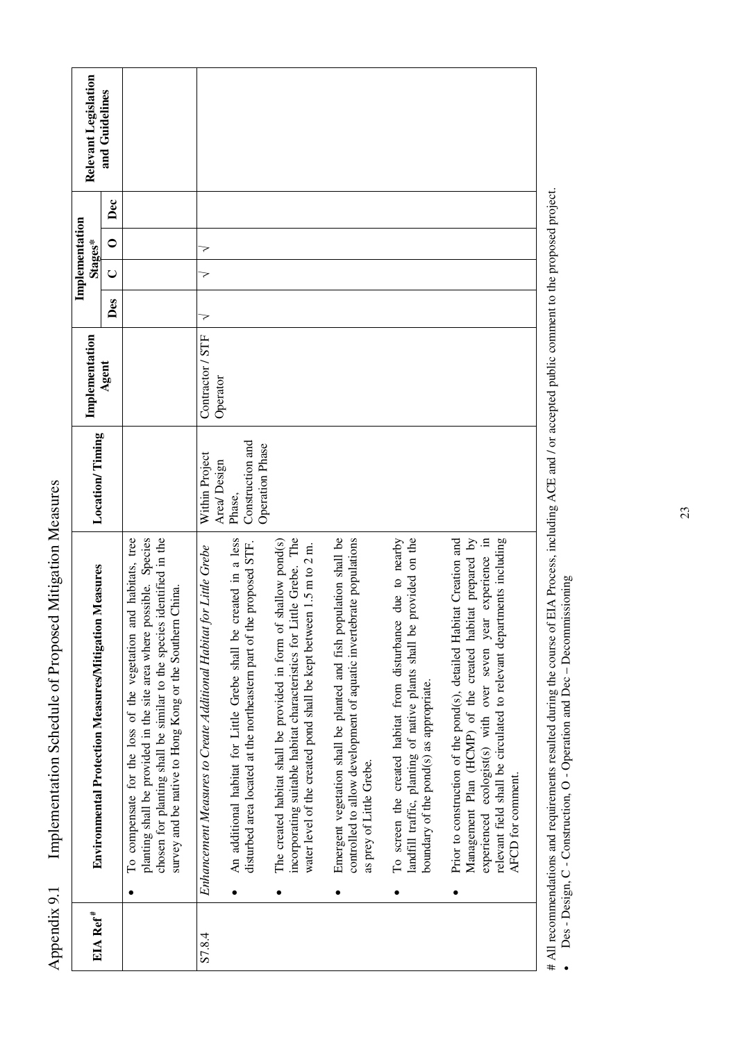Appendix 9.1 Implementation Schedule of Proposed Mitigation Measures

| EIA Ref[#] | Environmental Protection Measures/Mitigation Measures | Location/ Timing | Implementation Agent | Implementation Stages* | | | | Relevant Legislation and Guidelines |
|---|---|---|---|---|---|---|---|---|
| | | | | Des | C | O | Dec | |
| | • To compensate for the loss of the vegetation and habitats, tree planting shall be provided in the site area where possible. Species chosen for planting shall be similar to the species identified in the survey and be native to Hong Kong or the Southern China. | | | | | | | |
| S7.8.4 | *Enhancement Measures to Create Additional Habitat for Little Grebe*<br>• An additional habitat for Little Grebe shall be created in a less disturbed area located at the northeastern part of the proposed STF.<br>• The created habitat shall be provided in form of shallow pond(s) incorporating suitable habitat characteristics for Little Grebe. The water level of the created pond shall be kept between 1.5 m to 2 m.<br>• Emergent vegetation shall be planted and fish population shall be controlled to allow development of aquatic invertebrate populations as prey of Little Grebe.<br>• To screen the created habitat from disturbance due to nearby landfill traffic, planting of native plants shall be provided on the boundary of the pond(s) as appropriate.<br>• Prior to construction of the pond(s), detailed Habitat Creation and Management Plan (HCMP) of the created habitat prepared by experienced ecologist(s) with over seven year experience in relevant field shall be circulated to relevant departments including AFCD for comment. | Within Project Area/ Design Phase, Construction and Operation Phase | Contractor / STF Operator | √ | √ | √ | | |

# All recommendations and requirements resulted during the course of EIA Process, including ACE and / or accepted public comment to the proposed project.

- Des - Design, C - Construction, O - Operation and Dec – Decommissioning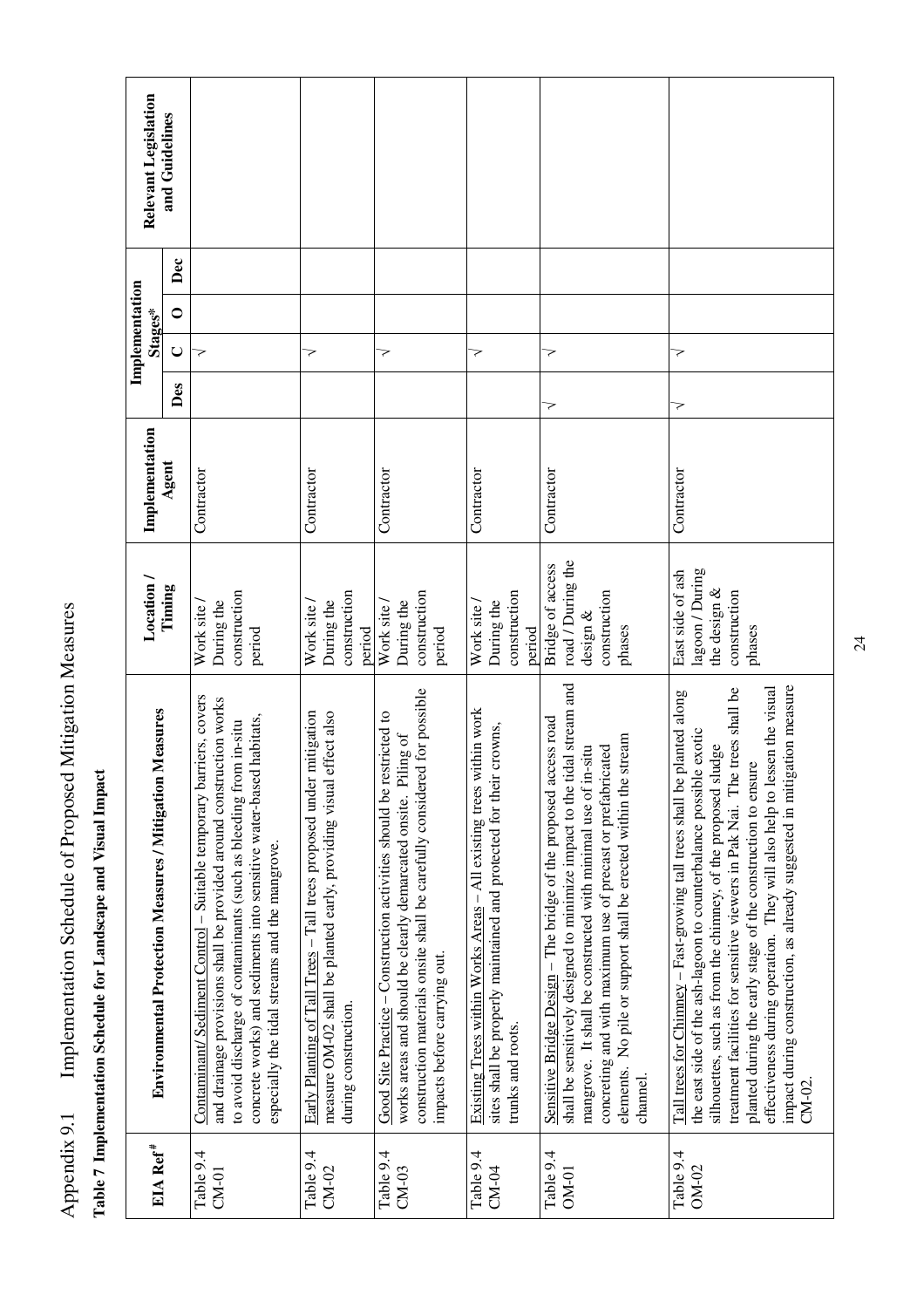# Appendix 9.1 Implementation Schedule of Proposed Mitigation Measures

**Table 7 Implementation Schedule for Landscape and Visual Impact**

| EIA Ref[#] | Environmental Protection Measures / Mitigation Measures | Location / Timing | Implementation Agent | Implementation Stages* | | | | Relevant Legislation and Guidelines |
|---|---|---|---|---|---|---|---|---|
| | | | | Des | C | O | Dec | |
| Table 9.4 CM-01 | Contaminant/ Sediment Control – Suitable temporary barriers, covers and drainage provisions shall be provided around construction works to avoid discharge of contaminants (such as bleeding from in-situ concrete works) and sediments into sensitive water-based habitats, especially the tidal streams and the mangrove. | Work site / During the construction period | Contractor | | √ | | | |
| Table 9.4 CM-02 | Early Planting of Tall Trees – Tall trees proposed under mitigation measure OM-02 shall be planted early, providing visual effect also during construction. | Work site / During the construction period | Contractor | | √ | | | |
| Table 9.4 CM-03 | Good Site Practice – Construction activities should be restricted to works areas and should be clearly demarcated onsite. Piling of construction materials onsite shall be carefully considered for possible impacts before carrying out. | Work site / During the construction period | Contractor | | √ | | | |
| Table 9.4 CM-04 | Existing Trees within Works Areas – All existing trees within work sites shall be properly maintained and protected for their crowns, trunks and roots. | Work site / During the construction period | Contractor | | √ | | | |
| Table 9.4 OM-01 | Sensitive Bridge Design – The bridge of the proposed access road shall be sensitively designed to minimize impact to the tidal stream and mangrove. It shall be constructed with minimal use of in-situ concreting and with maximum use of precast or prefabricated elements. No pile or support shall be erected within the stream channel. | Bridge of access road / During the design & construction phases | Contractor | √ | √ | | | |
| Table 9.4 OM-02 | Tall trees for Chimney – Fast-growing tall trees shall be planted along the east side of the ash-lagoon to counterbalance possible exotic silhouettes, such as from the chimney, of the proposed sludge treatment facilities for sensitive viewers in Pak Nai. The trees shall be planted during the early stage of the construction to ensure effectiveness during operation. They will also help to lessen the visual impact during construction, as already suggested in mitigation measure CM-02. | East side of ash lagoon / During the design & construction phases | Contractor | √ | √ | | | |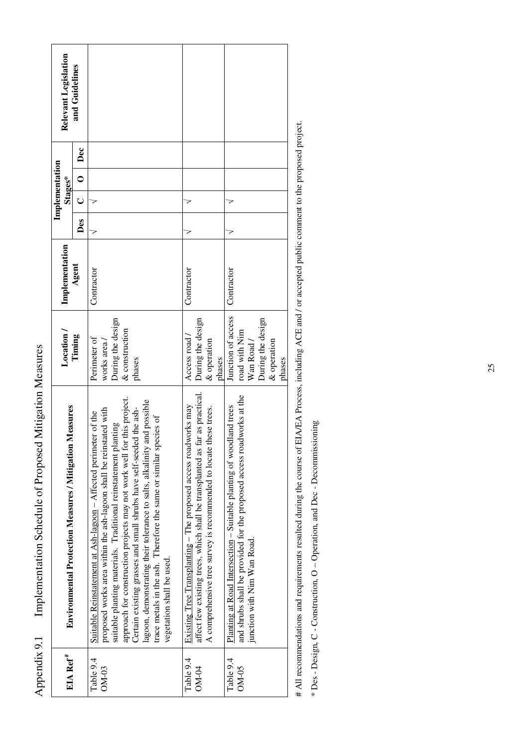Appendix 9.1 Implementation Schedule of Proposed Mitigation Measures

| EIA Ref[#] | Environmental Protection Measures / Mitigation Measures | Location / Timing | Implementation Agent | Implementation Stages* | | | | Relevant Legislation and Guidelines |
|---|---|---|---|---|---|---|---|---|
| | | | | Des | C | O | Dec | |
| Table 9.4 OM-03 | Suitable Reinstatement at Ash-lagoon – Affected perimeter of the proposed works area within the ash-lagoon shall be reinstated with suitable planting materials. Traditional reinstatement planting approach for construction projects may not work well for this project. Certain existing grasses and small shrubs have self-seeded the ash-lagoon, demonstrating their tolerance to salts, alkalinity and possible trace metals in the ash. Therefore the same or similar species of vegetation shall be used. | Perimeter of works area / During the design & construction phases | Contractor | √ | √ | | | |
| Table 9.4 OM-04 | Existing Tree Transplanting – The proposed access roadworks may affect few existing trees, which shall be transplanted as far as practical. A comprehensive tree survey is recommended to locate these trees. | Access road / During the design & operation phases | Contractor | √ | √ | | | |
| Table 9.4 OM-05 | Planting at Road Intersection – Suitable planting of woodland trees and shrubs shall be provided for the proposed access roadworks at the junction with Nim Wan Road. | Junction of access road with Nim Wan Road / During the design & operation phases | Contractor | √ | √ | | | |

\# All recommendations and requirements resulted during the course of EIA/EA Process, including ACE and / or accepted public comment to the proposed project.

\* Des - Design, C - Construction, O – Operation, and Dec - Decommissioning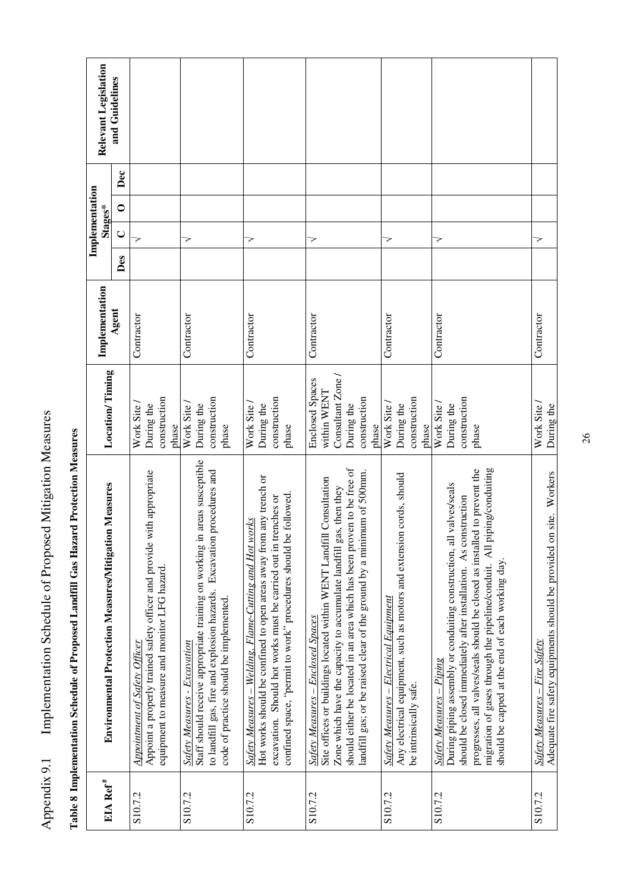Appendix 9.1 Implementation Schedule of Proposed Mitigation Measures

**Table 8 Implementation Schedule of Proposed Landfill Gas Hazard Protection Measures**

| EIA Ref[#] | Environmental Protection Measures/Mitigation Measures | Location/ Timing | Implementation Agent | Implementation Stages* | | | | Relevant Legislation and Guidelines |
|---|---|---|---|---|---|---|---|---|
| | | | | Des | C | O | Dec | |
| S10.7.2 | *Appointment of Safety Officer* Appoint a properly trained safety officer and provide with appropriate equipment to measure and monitor LFG hazard. | Work Site / During the construction phase | Contractor | | √ | | | |
| S10.7.2 | *Safety Measures - Excavation* Staff should receive appropriate training on working in areas susceptible to landfill gas, fire and explosion hazards. Excavation procedures and code of practice should be implemented. | Work Site / During the construction phase | Contractor | | √ | | | |
| S10.7.2 | *Safety Measures – Welding, Flame-Cutting and Hot works* Hot works should be confined to open areas away from any trench or excavation. Should hot works must be carried out in trenches or confined space, "permit to work" procedures should be followed. | Work Site / During the construction phase | Contractor | | √ | | | |
| S10.7.2 | *Safety Measures – Enclosed Spaces* Site offices or buildings located within WENT Landfill Consultation Zone which have the capacity to accumulate landfill gas, then they should either be located in an area which has been proven to be free of landfill gas; or be raised clear of the ground by a minimum of 500mm. | Enclosed Spaces within WENT Consultant Zone / During the construction phase | Contractor | | √ | | | |
| S10.7.2 | *Safety Measures – Electrical Equipment* Any electrical equipment, such as motors and extension cords, should be intrinsically safe. | Work Site / During the construction phase | Contractor | | √ | | | |
| S10.7.2 | *Safety Measures – Piping* During piping assembly or conduiting construction, all valves/seals should be closed immediately after installation. As construction progresses, all valves/seals should be closed as installed to prevent the migration of gases through the pipeline/conduit. All piping/conduiting should be capped at the end of each working day. | Work Site / During the construction phase | Contractor | | √ | | | |
| S10.7.2 | *Safety Measures – Fire Safety* Adequate fire safety equipments should be provided on site. Workers | Work Site / During the | Contractor | | √ | | | |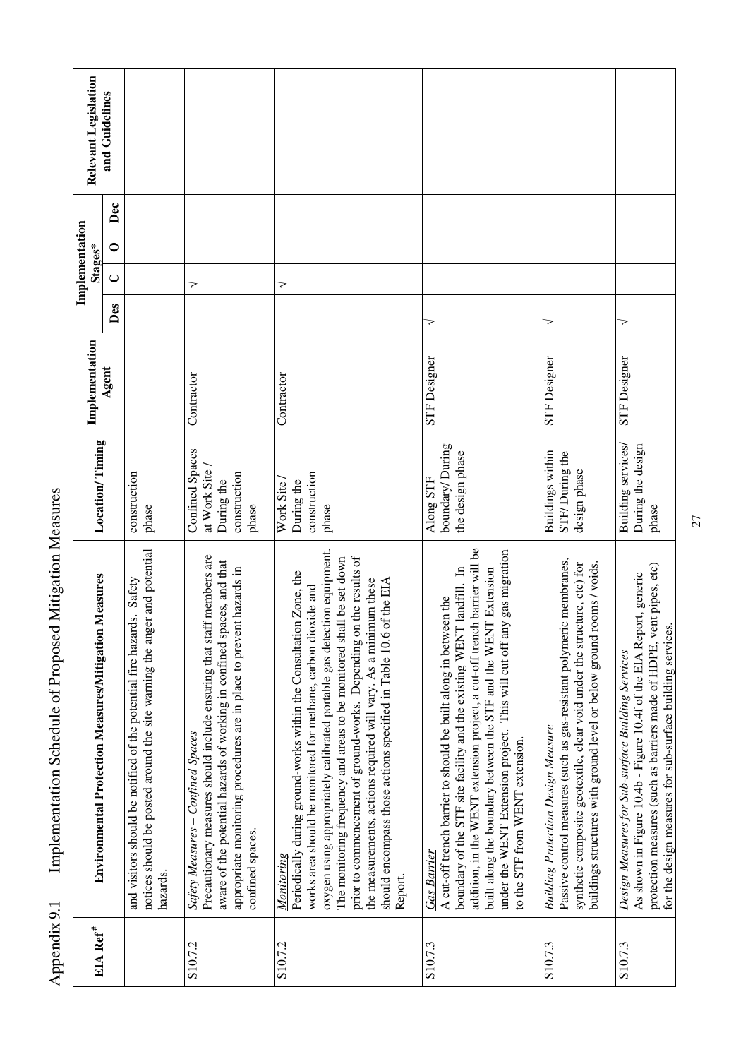Appendix 9.1 Implementation Schedule of Proposed Mitigation Measures

| EIA Ref[#] | Environmental Protection Measures/Mitigation Measures | Location/ Timing | Implementation Agent | Implementation Stages* | | | | Relevant Legislation and Guidelines |
|---|---|---|---|---|---|---|---|---|
| | | | | Des | C | O | Dec | |
| | and visitors should be notified of the potential fire hazards. Safety notices should be posted around the site warning the anger and potential hazards. | construction phase | | | | | | |
| S10.7.2 | *Safety Measures – Confined Spaces*<br>Precautionary measures should include ensuring that staff members are aware of the potential hazards of working in confined spaces, and that appropriate monitoring procedures are in place to prevent hazards in confined spaces. | Confined Spaces at Work Site / During the construction phase | Contractor | | √ | | | |
| S10.7.2 | *Monitoring*<br>Periodically during ground-works within the Consultation Zone, the works area should be monitored for methane, carbon dioxide and oxygen using appropriately calibrated portable gas detection equipment. The monitoring frequency and areas to be monitored shall be set down prior to commencement of ground-works. Depending on the results of the measurements, actions required will vary. As a minimum these should encompass those actions specified in Table 10.6 of the EIA Report. | Work Site / During the construction phase | Contractor | | √ | | | |
| S10.7.3 | *Gas Barrier*<br>A cut-off trench barrier to should be built along in between the boundary of the STF site facility and the existing WENT landfill. In addition, in the WENT extension project, a cut-off trench barrier will be built along the boundary between the STF and the WENT Extension under the WENT Extension project. This will cut off any gas migration to the STF from WENT extension. | Along STF boundary/ During the design phase | STF Designer | √ | | | | |
| S10.7.3 | *Building Protection Design Measure*<br>Passive control measures (such as gas-resistant polymeric membranes, synthetic composite geotextile, clear void under the structure, etc) for buildings structures with ground level or below ground rooms / voids. | Buildings within STF/ During the design phase | STF Designer | √ | | | | |
| S10.7.3 | *Design Measures for Sub-surface Building Services*<br>As shown in Figure 10.4b - Figure 10.4f of the EIA Report, generic protection measures (such as barriers made of HDPE, vent pipes, etc) for the design measures for sub-surface building services. | Building services/ During the design phase | STF Designer | √ | | | | |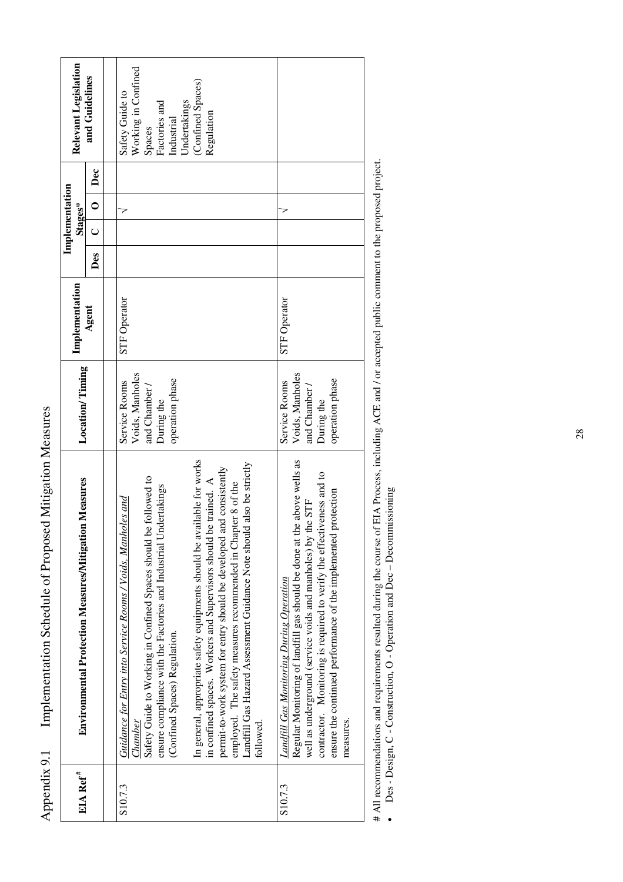Appendix 9.1 Implementation Schedule of Proposed Mitigation Measures

| EIA Ref[#] | Environmental Protection Measures/Mitigation Measures | Location/ Timing | Implementation Agent | Implementation Stages* | | | | Relevant Legislation and Guidelines |
|---|---|---|---|---|---|---|---|---|
| | | | | Des | C | O | Dec | |
| S10.7.3 | *Guidance for Entry into Service Rooms / Voids, Manholes and Chamber*<br>Safety Guide to Working in Confined Spaces should be followed to ensure compliance with the Factories and Industrial Undertakings (Confined Spaces) Regulation.<br><br>In general, appropriate safety equipments should be available for works in confined spaces. Workers and Supervisors should be trained. A permit-to-work system for entry should be developed and consistently employed. The safety measures recommended in Chapter 8 of the Landfill Gas Hazard Assessment Guidance Note should also be strictly followed. | Service Rooms Voids, Manholes and Chamber / During the operation phase | STF Operator | | | √ | | Safety Guide to Working in Confined Spaces Factories and Industrial Undertakings (Confined Spaces) Regulation |
| S10.7.3 | *Landfill Gas Monitoring During Operation*<br>Regular Monitoring of landfill gas should be done at the above wells as well as underground (service voids and manholes) by the STF contractor. Monitoring is required to verify the effectiveness and to ensure the continued performance of the implemented protection measures. | Service Rooms Voids, Manholes and Chamber / During the operation phase | STF Operator | | | √ | | |

# All recommendations and requirements resulted during the course of EIA Process, including ACE and / or accepted public comment to the proposed project.

- Des - Design, C - Construction, O - Operation and Dec – Decommissioning